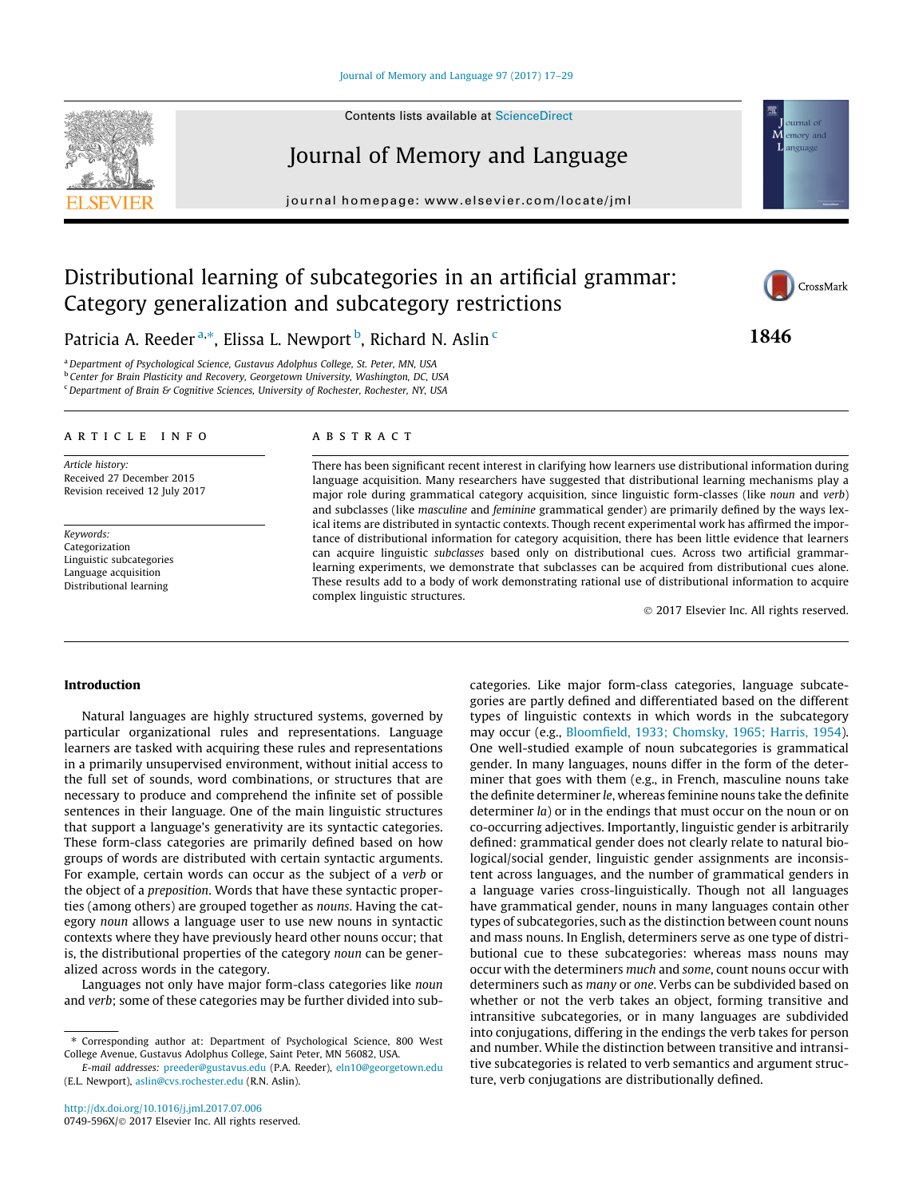# Distributional learning of subcategories in an artificial grammar: Category generalization and subcategory restrictions

Patricia A. Reeder [a,*], Elissa L. Newport [b], Richard N. Aslin [c]

[a] Department of Psychological Science, Gustavus Adolphus College, St. Peter, MN, USA
[b] Center for Brain Plasticity and Recovery, Georgetown University, Washington, DC, USA
[c] Department of Brain & Cognitive Sciences, University of Rochester, Rochester, NY, USA

## ARTICLE INFO

*Article history:*
Received 27 December 2015
Revision received 12 July 2017

*Keywords:*
Categorization
Linguistic subcategories
Language acquisition
Distributional learning

## ABSTRACT

There has been significant recent interest in clarifying how learners use distributional information during language acquisition. Many researchers have suggested that distributional learning mechanisms play a major role during grammatical category acquisition, since linguistic form-classes (like *noun* and *verb*) and subclasses (like *masculine* and *feminine* grammatical gender) are primarily defined by the ways lexical items are distributed in syntactic contexts. Though recent experimental work has affirmed the importance of distributional information for category acquisition, there has been little evidence that learners can acquire linguistic *subclasses* based only on distributional cues. Across two artificial grammar-learning experiments, we demonstrate that subclasses can be acquired from distributional cues alone. These results add to a body of work demonstrating rational use of distributional information to acquire complex linguistic structures.

© 2017 Elsevier Inc. All rights reserved.

## Introduction

Natural languages are highly structured systems, governed by particular organizational rules and representations. Language learners are tasked with acquiring these rules and representations in a primarily unsupervised environment, without initial access to the full set of sounds, word combinations, or structures that are necessary to produce and comprehend the infinite set of possible sentences in their language. One of the main linguistic structures that support a language's generativity are its syntactic categories. These form-class categories are primarily defined based on how groups of words are distributed with certain syntactic arguments. For example, certain words can occur as the subject of a *verb* or the object of a *preposition*. Words that have these syntactic properties (among others) are grouped together as *nouns*. Having the category *noun* allows a language user to use new nouns in syntactic contexts where they have previously heard other nouns occur; that is, the distributional properties of the category *noun* can be generalized across words in the category.

Languages not only have major form-class categories like *noun* and *verb*; some of these categories may be further divided into subcategories. Like major form-class categories, language subcategories are partly defined and differentiated based on the different types of linguistic contexts in which words in the subcategory may occur (e.g., Bloomfield, 1933; Chomsky, 1965; Harris, 1954). One well-studied example of noun subcategories is grammatical gender. In many languages, nouns differ in the form of the determiner that goes with them (e.g., in French, masculine nouns take the definite determiner *le*, whereas feminine nouns take the definite determiner *la*) or in the endings that must occur on the noun or on co-occurring adjectives. Importantly, linguistic gender is arbitrarily defined: grammatical gender does not clearly relate to natural biological/social gender, linguistic gender assignments are inconsistent across languages, and the number of grammatical genders in a language varies cross-linguistically. Though not all languages have grammatical gender, nouns in many languages contain other types of subcategories, such as the distinction between count nouns and mass nouns. In English, determiners serve as one type of distributional cue to these subcategories: whereas mass nouns may occur with the determiners *much* and *some*, count nouns occur with determiners such as *many* or *one*. Verbs can be subdivided based on whether or not the verb takes an object, forming transitive and intransitive subcategories, or in many languages are subdivided into conjugations, differing in the endings the verb takes for person and number. While the distinction between transitive and intransitive subcategories is related to verb semantics and argument structure, verb conjugations are distributionally defined.

---

* Corresponding author at: Department of Psychological Science, 800 West College Avenue, Gustavus Adolphus College, Saint Peter, MN 56082, USA.
*E-mail addresses:* preeder@gustavus.edu (P.A. Reeder), eln10@georgetown.edu (E.L. Newport), aslin@cvs.rochester.edu (R.N. Aslin).

http://dx.doi.org/10.1016/j.jml.2017.07.006
0749-596X/© 2017 Elsevier Inc. All rights reserved.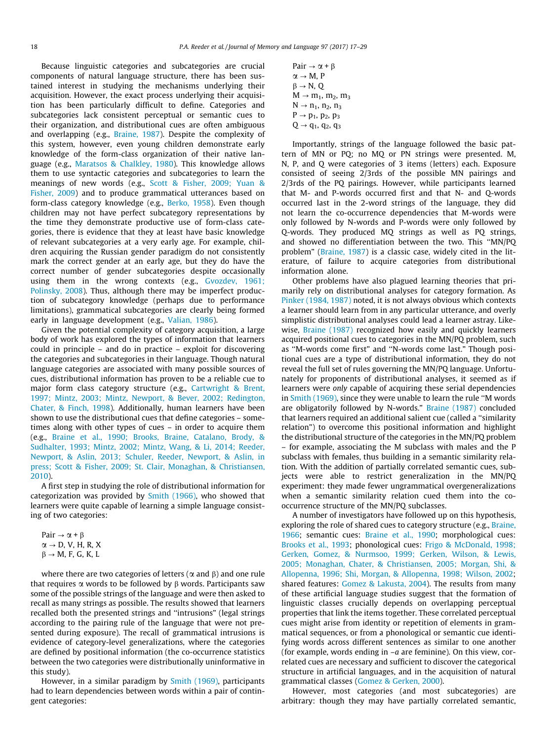Because linguistic categories and subcategories are crucial components of natural language structure, there has been sustained interest in studying the mechanisms underlying their acquisition. However, the exact process underlying their acquisition has been particularly difficult to define. Categories and subcategories lack consistent perceptual or semantic cues to their organization, and distributional cues are often ambiguous and overlapping (e.g., Braine, 1987). Despite the complexity of this system, however, even young children demonstrate early knowledge of the form-class organization of their native language (e.g., Maratsos & Chalkley, 1980). This knowledge allows them to use syntactic categories and subcategories to learn the meanings of new words (e.g., Scott & Fisher, 2009; Yuan & Fisher, 2009) and to produce grammatical utterances based on form-class category knowledge (e.g., Berko, 1958). Even though children may not have perfect subcategory representations by the time they demonstrate productive use of form-class categories, there is evidence that they at least have basic knowledge of relevant subcategories at a very early age. For example, children acquiring the Russian gender paradigm do not consistently mark the correct gender at an early age, but they do have the correct number of gender subcategories despite occasionally using them in the wrong contexts (e.g., Gvozdev, 1961; Polinsky, 2008). Thus, although there may be imperfect production of subcategory knowledge (perhaps due to performance limitations), grammatical subcategories are clearly being formed early in language development (e.g., Valian, 1986).

Given the potential complexity of category acquisition, a large body of work has explored the types of information that learners could in principle – and do in practice – exploit for discovering the categories and subcategories in their language. Though natural language categories are associated with many possible sources of cues, distributional information has proven to be a reliable cue to major form class category structure (e.g., Cartwright & Brent, 1997; Mintz, 2003; Mintz, Newport, & Bever, 2002; Redington, Chater, & Finch, 1998). Additionally, human learners have been shown to use the distributional cues that define categories – sometimes along with other types of cues – in order to acquire them (e.g., Braine et al., 1990; Brooks, Braine, Catalano, Brody, & Sudhalter, 1993; Mintz, 2002; Mintz, Wang, & Li, 2014; Reeder, Newport, & Aslin, 2013; Schuler, Reeder, Newport, & Aslin, in press; Scott & Fisher, 2009; St. Clair, Monaghan, & Christiansen, 2010).

A first step in studying the role of distributional information for categorization was provided by Smith (1966), who showed that learners were quite capable of learning a simple language consisting of two categories:

$$\text{Pair} \rightarrow \alpha + \beta$$
$$\alpha \rightarrow \text{D, V, H, R, X}$$
$$\beta \rightarrow \text{M, F, G, K, L}$$

where there are two categories of letters ($\alpha$ and $\beta$) and one rule that requires $\alpha$ words to be followed by $\beta$ words. Participants saw some of the possible strings of the language and were then asked to recall as many strings as possible. The results showed that learners recalled both the presented strings and "intrusions" (legal strings according to the pairing rule of the language that were not presented during exposure). The recall of grammatical intrusions is evidence of category-level generalizations, where the categories are defined by positional information (the co-occurrence statistics between the two categories were distributionally uninformative in this study).

However, in a similar paradigm by Smith (1969), participants had to learn dependencies between words within a pair of contingent categories:

$$\text{Pair} \rightarrow \alpha + \beta$$
$$\alpha \rightarrow \text{M, P}$$
$$\beta \rightarrow \text{N, Q}$$
$$\text{M} \rightarrow m_1, m_2, m_3$$
$$\text{N} \rightarrow n_1, n_2, n_3$$
$$\text{P} \rightarrow p_1, p_2, p_3$$
$$\text{Q} \rightarrow q_1, q_2, q_3$$

Importantly, strings of the language followed the basic pattern of MN or PQ; no MQ or PN strings were presented. M, N, P, and Q were categories of 3 items (letters) each. Exposure consisted of seeing 2/3rds of the possible MN pairings and 2/3rds of the PQ pairings. However, while participants learned that M- and P-words occurred first and that N- and Q-words occurred last in the 2-word strings of the language, they did not learn the co-occurrence dependencies that M-words were only followed by N-words and P-words were only followed by Q-words. They produced MQ strings as well as PQ strings, and showed no differentiation between the two. This "MN/PQ problem" (Braine, 1987) is a classic case, widely cited in the literature, of failure to acquire categories from distributional information alone.

Other problems have also plagued learning theories that primarily rely on distributional analyses for category formation. As Pinker (1984, 1987) noted, it is not always obvious which contexts a learner should learn from in any particular utterance, and overly simplistic distributional analyses could lead a learner astray. Likewise, Braine (1987) recognized how easily and quickly learners acquired positional cues to categories in the MN/PQ problem, such as "M-words come first" and "N-words come last." Though positional cues are a type of distributional information, they do not reveal the full set of rules governing the MN/PQ language. Unfortunately for proponents of distributional analyses, it seemed as if learners were *only* capable of acquiring these serial dependencies in Smith (1969), since they were unable to learn the rule "M words are obligatorily followed by N-words." Braine (1987) concluded that learners required an additional salient cue (called a "similarity relation") to overcome this positional information and highlight the distributional structure of the categories in the MN/PQ problem – for example, associating the M subclass with males and the P subclass with females, thus building in a semantic similarity relation. With the addition of partially correlated semantic cues, subjects were able to restrict generalization in the MN/PQ experiment: they made fewer ungrammatical overgeneralizations when a semantic similarity relation cued them into the co-occurrence structure of the MN/PQ subclasses.

A number of investigators have followed up on this hypothesis, exploring the role of shared cues to category structure (e.g., Braine, 1966; semantic cues: Braine et al., 1990; morphological cues: Brooks et al., 1993; phonological cues: Frigo & McDonald, 1998; Gerken, Gomez, & Nurmsoo, 1999; Gerken, Wilson, & Lewis, 2005; Monaghan, Chater, & Christiansen, 2005; Morgan, Shi, & Allopenna, 1996; Shi, Morgan, & Allopenna, 1998; Wilson, 2002; shared features: Gomez & Lakusta, 2004). The results from many of these artificial language studies suggest that the formation of linguistic classes crucially depends on overlapping perceptual properties that link the items together. These correlated perceptual cues might arise from identity or repetition of elements in grammatical sequences, or from a phonological or semantic cue identifying words across different sentences as similar to one another (for example, words ending in *–a* are feminine). On this view, correlated cues are necessary and sufficient to discover the categorical structure in artificial languages, and in the acquisition of natural grammatical classes (Gomez & Gerken, 2000).

However, most categories (and most subcategories) are arbitrary: though they may have partially correlated semantic,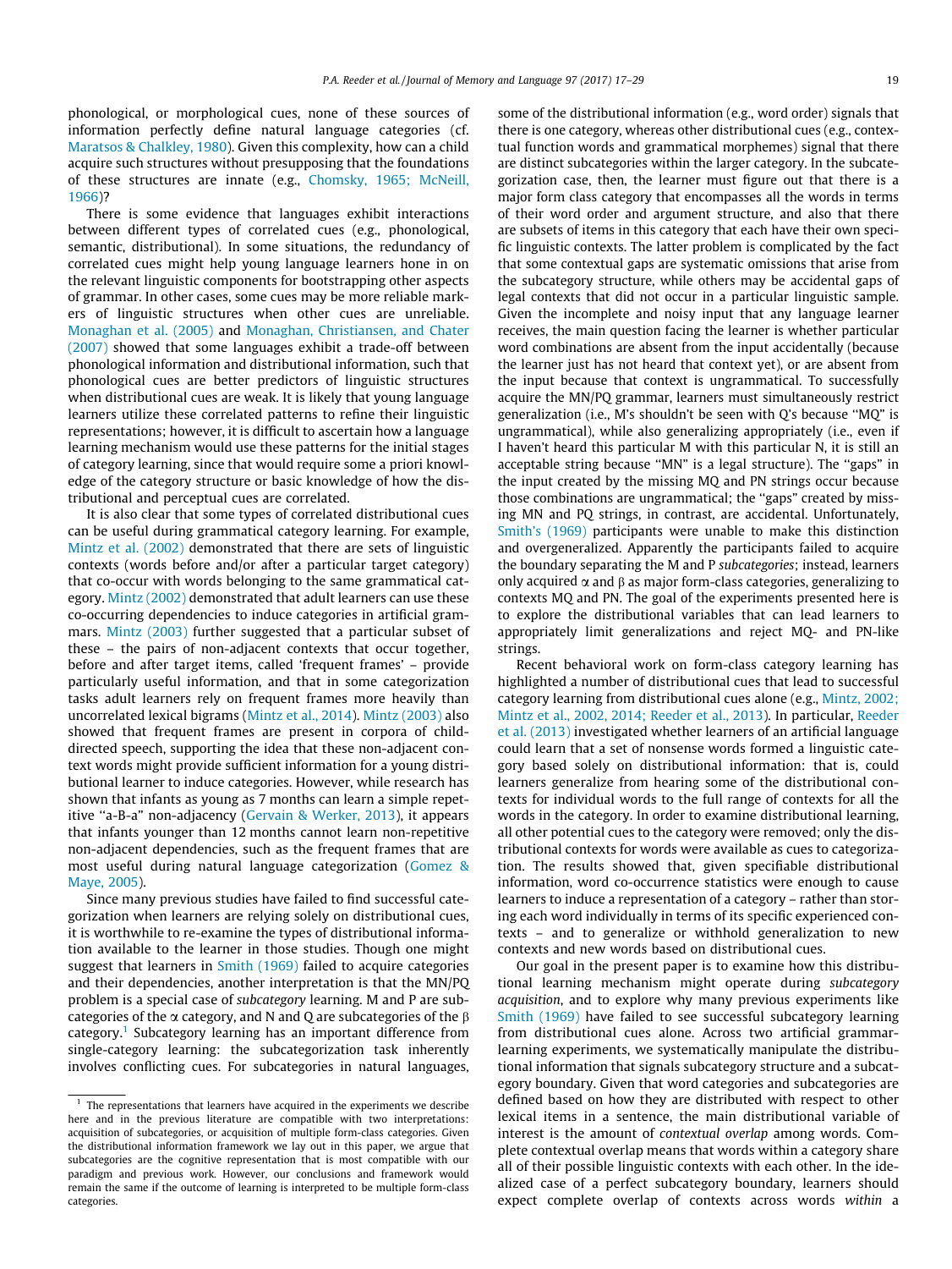phonological, or morphological cues, none of these sources of information perfectly define natural language categories (cf. Maratsos & Chalkley, 1980). Given this complexity, how can a child acquire such structures without presupposing that the foundations of these structures are innate (e.g., Chomsky, 1965; McNeill, 1966)?

There is some evidence that languages exhibit interactions between different types of correlated cues (e.g., phonological, semantic, distributional). In some situations, the redundancy of correlated cues might help young language learners hone in on the relevant linguistic components for bootstrapping other aspects of grammar. In other cases, some cues may be more reliable markers of linguistic structures when other cues are unreliable. Monaghan et al. (2005) and Monaghan, Christiansen, and Chater (2007) showed that some languages exhibit a trade-off between phonological information and distributional information, such that phonological cues are better predictors of linguistic structures when distributional cues are weak. It is likely that young language learners utilize these correlated patterns to refine their linguistic representations; however, it is difficult to ascertain how a language learning mechanism would use these patterns for the initial stages of category learning, since that would require some a priori knowledge of the category structure or basic knowledge of how the distributional and perceptual cues are correlated.

It is also clear that some types of correlated distributional cues can be useful during grammatical category learning. For example, Mintz et al. (2002) demonstrated that there are sets of linguistic contexts (words before and/or after a particular target category) that co-occur with words belonging to the same grammatical category. Mintz (2002) demonstrated that adult learners can use these co-occurring dependencies to induce categories in artificial grammars. Mintz (2003) further suggested that a particular subset of these – the pairs of non-adjacent contexts that occur together, before and after target items, called 'frequent frames' – provide particularly useful information, and that in some categorization tasks adult learners rely on frequent frames more heavily than uncorrelated lexical bigrams (Mintz et al., 2014). Mintz (2003) also showed that frequent frames are present in corpora of child-directed speech, supporting the idea that these non-adjacent context words might provide sufficient information for a young distributional learner to induce categories. However, while research has shown that infants as young as 7 months can learn a simple repetitive "a-B-a" non-adjacency (Gervain & Werker, 2013), it appears that infants younger than 12 months cannot learn non-repetitive non-adjacent dependencies, such as the frequent frames that are most useful during natural language categorization (Gomez & Maye, 2005).

Since many previous studies have failed to find successful categorization when learners are relying solely on distributional cues, it is worthwhile to re-examine the types of distributional information available to the learner in those studies. Though one might suggest that learners in Smith (1969) failed to acquire categories and their dependencies, another interpretation is that the MN/PQ problem is a special case of *subcategory* learning. M and P are subcategories of the α category, and N and Q are subcategories of the β category.[1] Subcategory learning has an important difference from single-category learning: the subcategorization task inherently involves conflicting cues. For subcategories in natural languages, some of the distributional information (e.g., word order) signals that there is one category, whereas other distributional cues (e.g., contextual function words and grammatical morphemes) signal that there are distinct subcategories within the larger category. In the subcategorization case, then, the learner must figure out that there is a major form class category that encompasses all the words in terms of their word order and argument structure, and also that there are subsets of items in this category that each have their own specific linguistic contexts. The latter problem is complicated by the fact that some contextual gaps are systematic omissions that arise from the subcategory structure, while others may be accidental gaps of legal contexts that did not occur in a particular linguistic sample. Given the incomplete and noisy input that any language learner receives, the main question facing the learner is whether particular word combinations are absent from the input accidentally (because the learner just has not heard that context yet), or are absent from the input because that context is ungrammatical. To successfully acquire the MN/PQ grammar, learners must simultaneously restrict generalization (i.e., M's shouldn't be seen with Q's because "MQ" is ungrammatical), while also generalizing appropriately (i.e., even if I haven't heard this particular M with this particular N, it is still an acceptable string because "MN" is a legal structure). The "gaps" in the input created by the missing MQ and PN strings occur because those combinations are ungrammatical; the "gaps" created by missing MN and PQ strings, in contrast, are accidental. Unfortunately, Smith's (1969) participants were unable to make this distinction and overgeneralized. Apparently the participants failed to acquire the boundary separating the M and P *subcategories*; instead, learners only acquired α and β as major form-class categories, generalizing to contexts MQ and PN. The goal of the experiments presented here is to explore the distributional variables that can lead learners to appropriately limit generalizations and reject MQ- and PN-like strings.

Recent behavioral work on form-class category learning has highlighted a number of distributional cues that lead to successful category learning from distributional cues alone (e.g., Mintz, 2002; Mintz et al., 2002, 2014; Reeder et al., 2013). In particular, Reeder et al. (2013) investigated whether learners of an artificial language could learn that a set of nonsense words formed a linguistic category based solely on distributional information: that is, could learners generalize from hearing some of the distributional contexts for individual words to the full range of contexts for all the words in the category. In order to examine distributional learning, all other potential cues to the category were removed; only the distributional contexts for words were available as cues to categorization. The results showed that, given specifiable distributional information, word co-occurrence statistics were enough to cause learners to induce a representation of a category – rather than storing each word individually in terms of its specific experienced contexts – and to generalize or withhold generalization to new contexts and new words based on distributional cues.

Our goal in the present paper is to examine how this distributional learning mechanism might operate during *subcategory acquisition*, and to explore why many previous experiments like Smith (1969) have failed to see successful subcategory learning from distributional cues alone. Across two artificial grammar-learning experiments, we systematically manipulate the distributional information that signals subcategory structure and a subcategory boundary. Given that word categories and subcategories are defined based on how they are distributed with respect to other lexical items in a sentence, the main distributional variable of interest is the amount of *contextual overlap* among words. Complete contextual overlap means that words within a category share all of their possible linguistic contexts with each other. In the idealized case of a perfect subcategory boundary, learners should expect complete overlap of contexts across words *within* a

[1] The representations that learners have acquired in the experiments we describe here and in the previous literature are compatible with two interpretations: acquisition of subcategories, or acquisition of multiple form-class categories. Given the distributional information framework we lay out in this paper, we argue that subcategories are the cognitive representation that is most compatible with our paradigm and previous work. However, our conclusions and framework would remain the same if the outcome of learning is interpreted to be multiple form-class categories.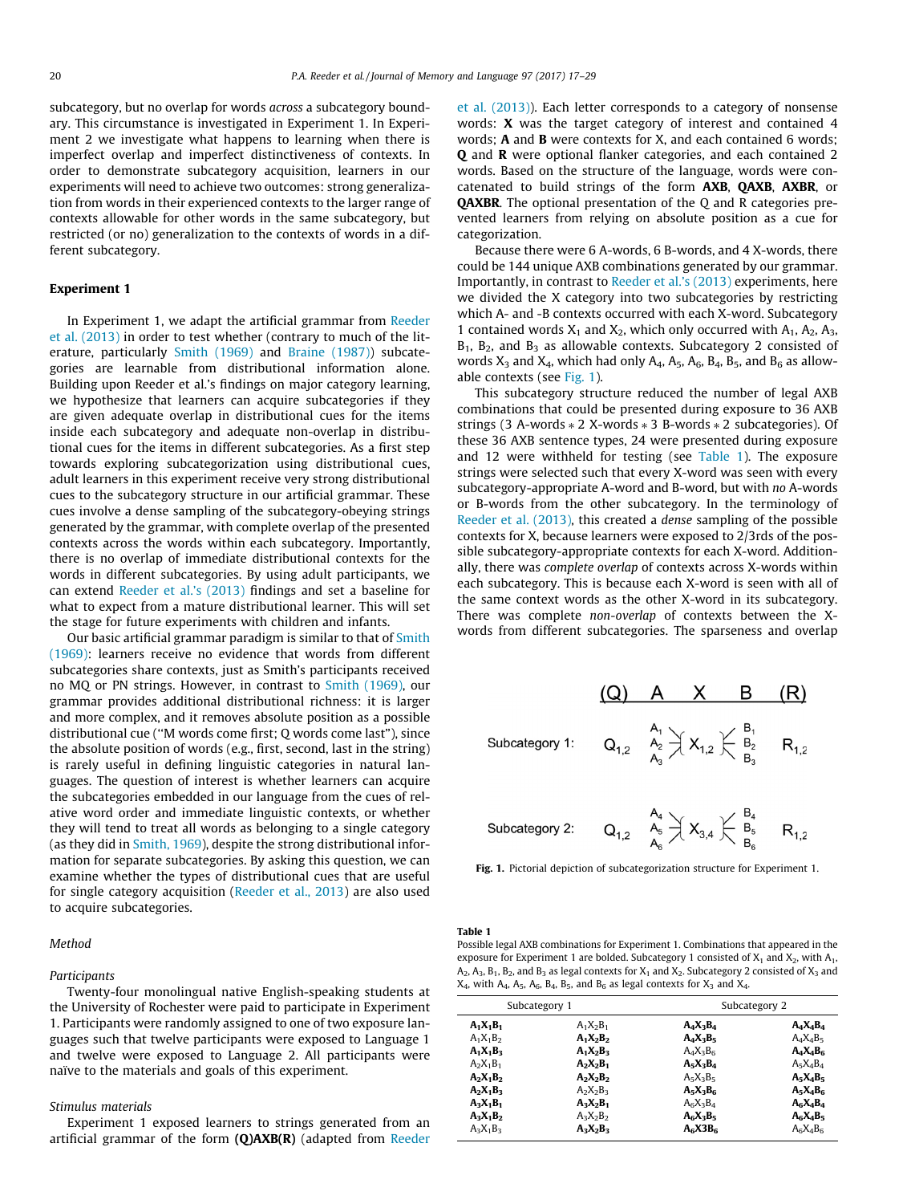subcategory, but no overlap for words *across* a subcategory boundary. This circumstance is investigated in Experiment 1. In Experiment 2 we investigate what happens to learning when there is imperfect overlap and imperfect distinctiveness of contexts. In order to demonstrate subcategory acquisition, learners in our experiments will need to achieve two outcomes: strong generalization from words in their experienced contexts to the larger range of contexts allowable for other words in the same subcategory, but restricted (or no) generalization to the contexts of words in a different subcategory.

## Experiment 1

In Experiment 1, we adapt the artificial grammar from Reeder et al. (2013) in order to test whether (contrary to much of the literature, particularly Smith (1969) and Braine (1987)) subcategories are learnable from distributional information alone. Building upon Reeder et al.'s findings on major category learning, we hypothesize that learners can acquire subcategories if they are given adequate overlap in distributional cues for the items inside each subcategory and adequate non-overlap in distributional cues for the items in different subcategories. As a first step towards exploring subcategorization using distributional cues, adult learners in this experiment receive very strong distributional cues to the subcategory structure in our artificial grammar. These cues involve a dense sampling of the subcategory-obeying strings generated by the grammar, with complete overlap of the presented contexts across the words within each subcategory. Importantly, there is no overlap of immediate distributional contexts for the words in different subcategories. By using adult participants, we can extend Reeder et al.'s (2013) findings and set a baseline for what to expect from a mature distributional learner. This will set the stage for future experiments with children and infants.

Our basic artificial grammar paradigm is similar to that of Smith (1969): learners receive no evidence that words from different subcategories share contexts, just as Smith's participants received no MQ or PN strings. However, in contrast to Smith (1969), our grammar provides additional distributional richness: it is larger and more complex, and it removes absolute position as a possible distributional cue ("M words come first; Q words come last"), since the absolute position of words (e.g., first, second, last in the string) is rarely useful in defining linguistic categories in natural languages. The question of interest is whether learners can acquire the subcategories embedded in our language from the cues of relative word order and immediate linguistic contexts, or whether they will tend to treat all words as belonging to a single category (as they did in Smith, 1969), despite the strong distributional information for separate subcategories. By asking this question, we can examine whether the types of distributional cues that are useful for single category acquisition (Reeder et al., 2013) are also used to acquire subcategories.

### *Method*

#### *Participants*

Twenty-four monolingual native English-speaking students at the University of Rochester were paid to participate in Experiment 1. Participants were randomly assigned to one of two exposure languages such that twelve participants were exposed to Language 1 and twelve were exposed to Language 2. All participants were naïve to the materials and goals of this experiment.

#### *Stimulus materials*

Experiment 1 exposed learners to strings generated from an artificial grammar of the form **(Q)AXB(R)** (adapted from Reeder et al. (2013)). Each letter corresponds to a category of nonsense words: **X** was the target category of interest and contained 4 words; **A** and **B** were contexts for X, and each contained 6 words; **Q** and **R** were optional flanker categories, and each contained 2 words. Based on the structure of the language, words were concatenated to build strings of the form **AXB**, **QAXB**, **AXBR**, or **QAXBR**. The optional presentation of the Q and R categories prevented learners from relying on absolute position as a cue for categorization.

Because there were 6 A-words, 6 B-words, and 4 X-words, there could be 144 unique AXB combinations generated by our grammar. Importantly, in contrast to Reeder et al.'s (2013) experiments, here we divided the X category into two subcategories by restricting which A- and -B contexts occurred with each X-word. Subcategory 1 contained words $X_1$ and $X_2$, which only occurred with $A_1$, $A_2$, $A_3$, $B_1$, $B_2$, and $B_3$ as allowable contexts. Subcategory 2 consisted of words $X_3$ and $X_4$, which had only $A_4$, $A_5$, $A_6$, $B_4$, $B_5$, and $B_6$ as allowable contexts (see Fig. 1).

This subcategory structure reduced the number of legal AXB combinations that could be presented during exposure to 36 AXB strings (3 A-words * 2 X-words * 3 B-words * 2 subcategories). Of these 36 AXB sentence types, 24 were presented during exposure and 12 were withheld for testing (see Table 1). The exposure strings were selected such that every X-word was seen with every subcategory-appropriate A-word and B-word, but with *no* A-words or B-words from the other subcategory. In the terminology of Reeder et al. (2013), this created a *dense* sampling of the possible contexts for X, because learners were exposed to 2/3rds of the possible subcategory-appropriate contexts for each X-word. Additionally, there was *complete overlap* of contexts across X-words within each subcategory. This is because each X-word is seen with all of the same context words as the other X-word in its subcategory. There was complete *non-overlap* of contexts between the X-words from different subcategories. The sparseness and overlap

| | (Q) | A | X | B | (R) |
|---|---|---|---|---|---|
| Subcategory 1: | $Q_{1,2}$ | $A_1$, $A_2$, $A_3$ | $X_{1,2}$ | $B_1$, $B_2$, $B_3$ | $R_{1,2}$ |
| Subcategory 2: | $Q_{1,2}$ | $A_4$, $A_5$, $A_6$ | $X_{3,4}$ | $B_4$, $B_5$, $B_6$ | $R_{1,2}$ |

**Fig. 1.** Pictorial depiction of subcategorization structure for Experiment 1.

**Table 1**
Possible legal AXB combinations for Experiment 1. Combinations that appeared in the exposure for Experiment 1 are bolded. Subcategory 1 consisted of $X_1$ and $X_2$, with $A_1$, $A_2$, $A_3$, $B_1$, $B_2$, and $B_3$ as legal contexts for $X_1$ and $X_2$. Subcategory 2 consisted of $X_3$ and $X_4$, with $A_4$, $A_5$, $A_6$, $B_4$, $B_5$, and $B_6$ as legal contexts for $X_3$ and $X_4$.

| Subcategory 1 | | Subcategory 2 | |
|---|---|---|---|
| **$A_1X_1B_1$** | $A_1X_2B_1$ | **$A_4X_3B_4$** | **$A_4X_4B_4$** |
| $A_1X_1B_2$ | **$A_1X_2B_2$** | **$A_4X_3B_5$** | $A_4X_4B_5$ |
| **$A_1X_1B_3$** | **$A_1X_2B_3$** | $A_4X_3B_6$ | **$A_4X_4B_6$** |
| $A_2X_1B_1$ | **$A_2X_2B_1$** | **$A_5X_3B_4$** | $A_5X_4B_4$ |
| **$A_2X_1B_2$** | **$A_2X_2B_2$** | $A_5X_3B_5$ | **$A_5X_4B_5$** |
| **$A_2X_1B_3$** | $A_2X_2B_3$ | **$A_5X_3B_6$** | **$A_5X_4B_6$** |
| **$A_3X_1B_1$** | **$A_3X_2B_1$** | $A_6X_3B_4$ | **$A_6X_4B_4$** |
| **$A_3X_1B_2$** | $A_3X_2B_2$ | **$A_6X_3B_5$** | **$A_6X_4B_5$** |
| $A_3X_1B_3$ | **$A_3X_2B_3$** | **$A_6$X3$B_6$** | $A_6X_4B_6$ |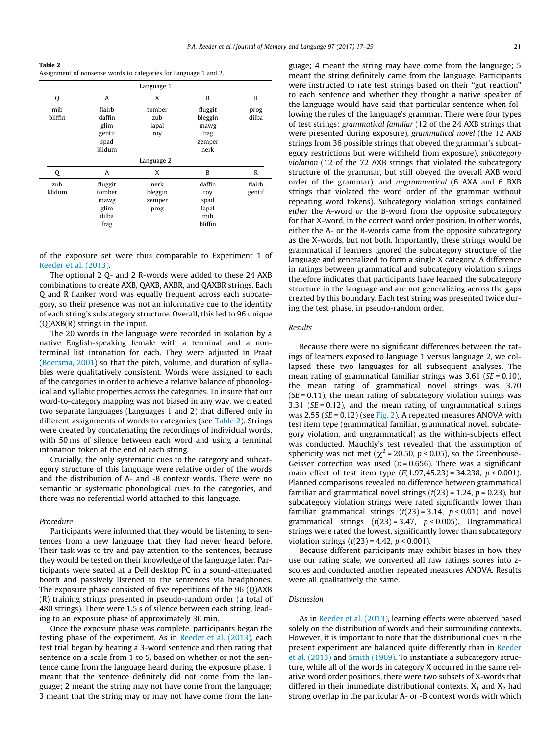**Table 2**
Assignment of nonsense words to categories for Language 1 and 2.

| Q | A | X | B | R |
|---|---|---|---|---|
| Language 1 | | | | |
| mib<br>bliffin | flairb<br>daffin<br>glim<br>gentif<br>spad<br>klidum | tomber<br>zub<br>lapal<br>roy | fluggit<br>bleggin<br>mawg<br>frag<br>zemper<br>nerk | prog<br>dilba |
| Language 2 | | | | |
| zub<br>klidum | fluggit<br>tomber<br>mawg<br>glim<br>dilba<br>frag | nerk<br>bleggin<br>zemper<br>prog | daffin<br>roy<br>spad<br>lapal<br>mib<br>bliffin | flairb<br>gentif |

of the exposure set were thus comparable to Experiment 1 of Reeder et al. (2013).

The optional 2 Q- and 2 R-words were added to these 24 AXB combinations to create AXB, QAXB, AXBR, and QAXBR strings. Each Q and R flanker word was equally frequent across each subcategory, so their presence was not an informative cue to the identity of each string's subcategory structure. Overall, this led to 96 unique (Q)AXB(R) strings in the input.

The 20 words in the language were recorded in isolation by a native English-speaking female with a terminal and a non-terminal list intonation for each. They were adjusted in Praat (Boersma, 2001) so that the pitch, volume, and duration of syllables were qualitatively consistent. Words were assigned to each of the categories in order to achieve a relative balance of phonological and syllabic properties across the categories. To insure that our word-to-category mapping was not biased in any way, we created two separate languages (Languages 1 and 2) that differed only in different assignments of words to categories (see Table 2). Strings were created by concatenating the recordings of individual words, with 50 ms of silence between each word and using a terminal intonation token at the end of each string.

Crucially, the only systematic cues to the category and subcategory structure of this language were relative order of the words and the distribution of A- and -B context words. There were no semantic or systematic phonological cues to the categories, and there was no referential world attached to this language.

*Procedure*

Participants were informed that they would be listening to sentences from a new language that they had never heard before. Their task was to try and pay attention to the sentences, because they would be tested on their knowledge of the language later. Participants were seated at a Dell desktop PC in a sound-attenuated booth and passively listened to the sentences via headphones. The exposure phase consisted of five repetitions of the 96 (Q)AXB(R) training strings presented in pseudo-random order (a total of 480 strings). There were 1.5 s of silence between each string, leading to an exposure phase of approximately 30 min.

Once the exposure phase was complete, participants began the testing phase of the experiment. As in Reeder et al. (2013), each test trial began by hearing a 3-word sentence and then rating that sentence on a scale from 1 to 5, based on whether or not the sentence came from the language heard during the exposure phase. 1 meant that the sentence definitely did not come from the language; 2 meant the string may not have come from the language; 3 meant that the string may or may not have come from the language; 4 meant the string may have come from the language; 5 meant the string definitely came from the language. Participants were instructed to rate test strings based on their "gut reaction" to each sentence and whether they thought a native speaker of the language would have said that particular sentence when following the rules of the language's grammar. There were four types of test strings: *grammatical familiar* (12 of the 24 AXB strings that were presented during exposure), *grammatical novel* (the 12 AXB strings from 36 possible strings that obeyed the grammar's subcategory restrictions but were withheld from exposure), *subcategory violation* (12 of the 72 AXB strings that violated the subcategory structure of the grammar, but still obeyed the overall AXB word order of the grammar), and *ungrammatical* (6 AXA and 6 BXB strings that violated the word order of the grammar without repeating word tokens). Subcategory violation strings contained *either* the A-word *or* the B-word from the opposite subcategory for that X-word, in the correct word order position. In other words, either the A- or the B-words came from the opposite subcategory as the X-words, but not both. Importantly, these strings would be grammatical if learners ignored the subcategory structure of the language and generalized to form a single X category. A difference in ratings between grammatical and subcategory violation strings therefore indicates that participants have learned the subcategory structure in the language and are not generalizing across the gaps created by this boundary. Each test string was presented twice during the test phase, in pseudo-random order.

*Results*

Because there were no significant differences between the ratings of learners exposed to language 1 versus language 2, we collapsed these two languages for all subsequent analyses. The mean rating of grammatical familiar strings was 3.61 ($SE$ = 0.10), the mean rating of grammatical novel strings was 3.70 ($SE$ = 0.11), the mean rating of subcategory violation strings was 3.31 ($SE$ = 0.12), and the mean rating of ungrammatical strings was 2.55 ($SE$ = 0.12) (see Fig. 2). A repeated measures ANOVA with test item type (grammatical familiar, grammatical novel, subcategory violation, and ungrammatical) as the within-subjects effect was conducted. Mauchly's test revealed that the assumption of sphericity was not met ($\chi^2 = 20.50$, $p < 0.05$), so the Greenhouse-Geisser correction was used ($\varepsilon = 0.656$). There was a significant main effect of test item type ($F(1.97, 45.23) = 34.238$, $p < 0.001$). Planned comparisons revealed no difference between grammatical familiar and grammatical novel strings ($t(23) = 1.24$, $p = 0.23$), but subcategory violation strings were rated significantly lower than familiar grammatical strings ($t(23) = 3.14$, $p < 0.01$) and novel grammatical strings ($t(23) = 3.47$, $p < 0.005$). Ungrammatical strings were rated the lowest, significantly lower than subcategory violation strings ($t(23) = 4.42$, $p < 0.001$).

Because different participants may exhibit biases in how they use our rating scale, we converted all raw ratings scores into z-scores and conducted another repeated measures ANOVA. Results were all qualitatively the same.

*Discussion*

As in Reeder et al. (2013), learning effects were observed based solely on the distribution of words and their surrounding contexts. However, it is important to note that the distributional cues in the present experiment are balanced quite differently than in Reeder et al. (2013) and Smith (1969). To instantiate a subcategory structure, while all of the words in category X occurred in the same relative word order positions, there were two subsets of X-words that differed in their immediate distributional contexts. $X_1$ and $X_2$ had strong overlap in the particular A- or -B context words with which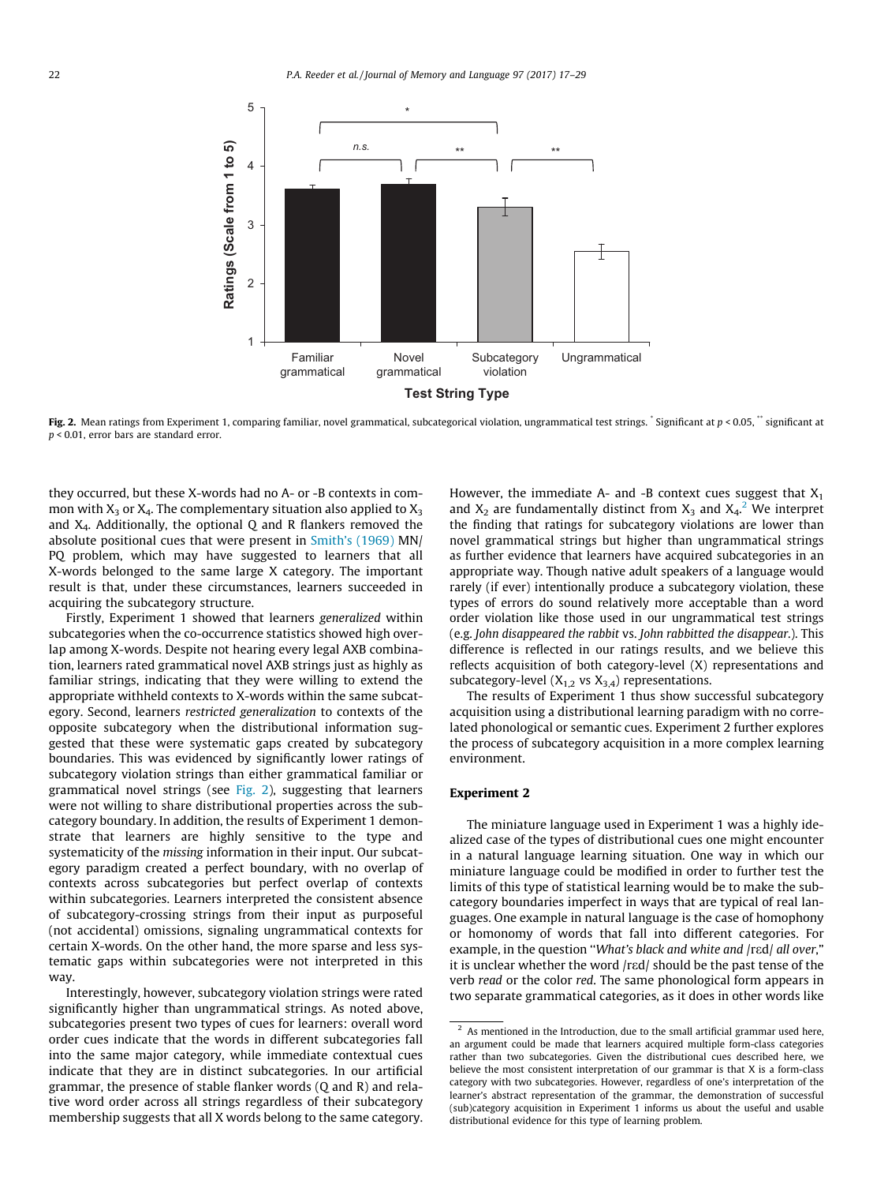Fig. 2. Mean ratings from Experiment 1, comparing familiar, novel grammatical, subcategorical violation, ungrammatical test strings. * Significant at $p < 0.05$, ** significant at $p < 0.01$, error bars are standard error.

they occurred, but these X-words had no A- or -B contexts in common with $X_3$ or $X_4$. The complementary situation also applied to $X_3$ and $X_4$. Additionally, the optional Q and R flankers removed the absolute positional cues that were present in Smith's (1969) MN/PQ problem, which may have suggested to learners that all X-words belonged to the same large X category. The important result is that, under these circumstances, learners succeeded in acquiring the subcategory structure.

Firstly, Experiment 1 showed that learners *generalized* within subcategories when the co-occurrence statistics showed high overlap among X-words. Despite not hearing every legal AXB combination, learners rated grammatical novel AXB strings just as highly as familiar strings, indicating that they were willing to extend the appropriate withheld contexts to X-words within the same subcategory. Second, learners *restricted generalization* to contexts of the opposite subcategory when the distributional information suggested that these were systematic gaps created by subcategory boundaries. This was evidenced by significantly lower ratings of subcategory violation strings than either grammatical familiar or grammatical novel strings (see Fig. 2), suggesting that learners were not willing to share distributional properties across the subcategory boundary. In addition, the results of Experiment 1 demonstrate that learners are highly sensitive to the type and systematicity of the *missing* information in their input. Our subcategory paradigm created a perfect boundary, with no overlap of contexts across subcategories but perfect overlap of contexts within subcategories. Learners interpreted the consistent absence of subcategory-crossing strings from their input as purposeful (not accidental) omissions, signaling ungrammatical contexts for certain X-words. On the other hand, the more sparse and less systematic gaps within subcategories were not interpreted in this way.

Interestingly, however, subcategory violation strings were rated significantly higher than ungrammatical strings. As noted above, subcategories present two types of cues for learners: overall word order cues indicate that the words in different subcategories fall into the same major category, while immediate contextual cues indicate that they are in distinct subcategories. In our artificial grammar, the presence of stable flanker words (Q and R) and relative word order across all strings regardless of their subcategory membership suggests that all X words belong to the same category. However, the immediate A- and -B context cues suggest that $X_1$ and $X_2$ are fundamentally distinct from $X_3$ and $X_4$.[2] We interpret the finding that ratings for subcategory violations are lower than novel grammatical strings but higher than ungrammatical strings as further evidence that learners have acquired subcategories in an appropriate way. Though native adult speakers of a language would rarely (if ever) intentionally produce a subcategory violation, these types of errors do sound relatively more acceptable than a word order violation like those used in our ungrammatical test strings (e.g. *John disappeared the rabbit* vs. *John rabbitted the disappear.*). This difference is reflected in our ratings results, and we believe this reflects acquisition of both category-level (X) representations and subcategory-level ($X_{1,2}$ vs $X_{3,4}$) representations.

The results of Experiment 1 thus show successful subcategory acquisition using a distributional learning paradigm with no correlated phonological or semantic cues. Experiment 2 further explores the process of subcategory acquisition in a more complex learning environment.

## Experiment 2

The miniature language used in Experiment 1 was a highly idealized case of the types of distributional cues one might encounter in a natural language learning situation. One way in which our miniature language could be modified in order to further test the limits of this type of statistical learning would be to make the subcategory boundaries imperfect in ways that are typical of real languages. One example in natural language is the case of homophony or homonomy of words that fall into different categories. For example, in the question "*What's black and white and* /rɛd/ *all over*," it is unclear whether the word /rɛd/ should be the past tense of the verb *read* or the color *red*. The same phonological form appears in two separate grammatical categories, as it does in other words like

[2] As mentioned in the Introduction, due to the small artificial grammar used here, an argument could be made that learners acquired multiple form-class categories rather than two subcategories. Given the distributional cues described here, we believe the most consistent interpretation of our grammar is that X is a form-class category with two subcategories. However, regardless of one's interpretation of the learner's abstract representation of the grammar, the demonstration of successful (sub)category acquisition in Experiment 1 informs us about the useful and usable distributional evidence for this type of learning problem.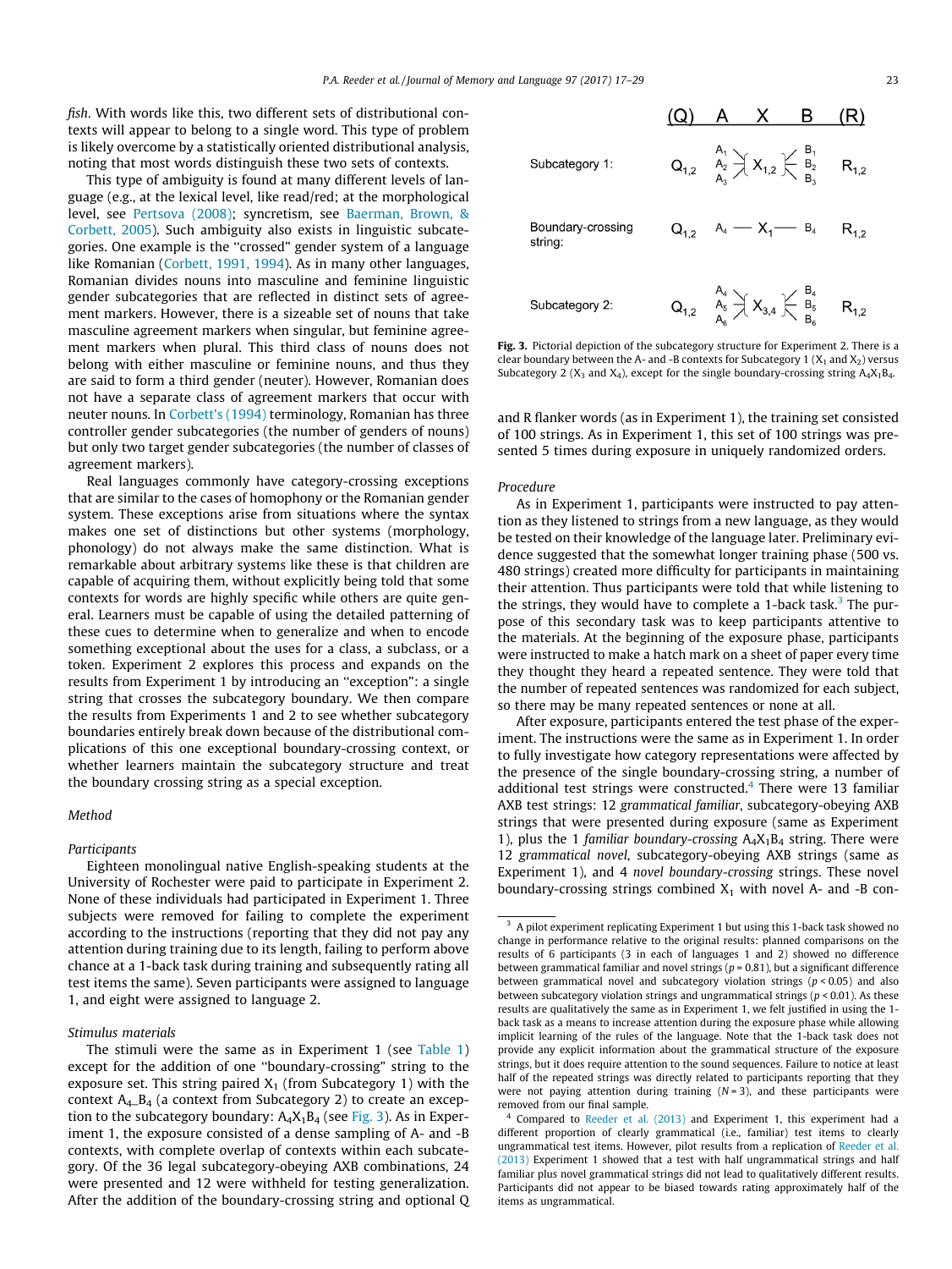*fish*. With words like this, two different sets of distributional contexts will appear to belong to a single word. This type of problem is likely overcome by a statistically oriented distributional analysis, noting that most words distinguish these two sets of contexts.

This type of ambiguity is found at many different levels of language (e.g., at the lexical level, like read/red; at the morphological level, see Pertsova (2008); syncretism, see Baerman, Brown, & Corbett, 2005). Such ambiguity also exists in linguistic subcategories. One example is the "crossed" gender system of a language like Romanian (Corbett, 1991, 1994). As in many other languages, Romanian divides nouns into masculine and feminine linguistic gender subcategories that are reflected in distinct sets of agreement markers. However, there is a sizeable set of nouns that take masculine agreement markers when singular, but feminine agreement markers when plural. This third class of nouns does not belong with either masculine or feminine nouns, and thus they are said to form a third gender (neuter). However, Romanian does not have a separate class of agreement markers that occur with neuter nouns. In Corbett's (1994) terminology, Romanian has three controller gender subcategories (the number of genders of nouns) but only two target gender subcategories (the number of classes of agreement markers).

Real languages commonly have category-crossing exceptions that are similar to the cases of homophony or the Romanian gender system. These exceptions arise from situations where the syntax makes one set of distinctions but other systems (morphology, phonology) do not always make the same distinction. What is remarkable about arbitrary systems like these is that children are capable of acquiring them, without explicitly being told that some contexts for words are highly specific while others are quite general. Learners must be capable of using the detailed patterning of these cues to determine when to generalize and when to encode something exceptional about the uses for a class, a subclass, or a token. Experiment 2 explores this process and expands on the results from Experiment 1 by introducing an "exception": a single string that crosses the subcategory boundary. We then compare the results from Experiments 1 and 2 to see whether subcategory boundaries entirely break down because of the distributional complications of this one exceptional boundary-crossing context, or whether learners maintain the subcategory structure and treat the boundary crossing string as a special exception.

### Method

#### Participants

Eighteen monolingual native English-speaking students at the University of Rochester were paid to participate in Experiment 2. None of these individuals had participated in Experiment 1. Three subjects were removed for failing to complete the experiment according to the instructions (reporting that they did not pay any attention during training due to its length, failing to perform above chance at a 1-back task during training and subsequently rating all test items the same). Seven participants were assigned to language 1, and eight were assigned to language 2.

#### Stimulus materials

The stimuli were the same as in Experiment 1 (see Table 1) except for the addition of one "boundary-crossing" string to the exposure set. This string paired $X_1$ (from Subcategory 1) with the context $A_4$_$B_4$ (a context from Subcategory 2) to create an exception to the subcategory boundary: $A_4X_1B_4$ (see Fig. 3). As in Experiment 1, the exposure consisted of a dense sampling of A- and -B contexts, with complete overlap of contexts within each subcategory. Of the 36 legal subcategory-obeying AXB combinations, 24 were presented and 12 were withheld for testing generalization. After the addition of the boundary-crossing string and optional Q and R flanker words (as in Experiment 1), the training set consisted of 100 strings. As in Experiment 1, this set of 100 strings was presented 5 times during exposure in uniquely randomized orders.

| | (Q) | A | X | B | (R) |
|---|---|---|---|---|---|
| Subcategory 1: | $Q_{1,2}$ | $A_1$, $A_2$, $A_3$ | $X_{1,2}$ | $B_1$, $B_2$, $B_3$ | $R_{1,2}$ |
| Boundary-crossing string: | $Q_{1,2}$ | $A_4$ | $X_1$ | $B_4$ | $R_{1,2}$ |
| Subcategory 2: | $Q_{1,2}$ | $A_4$, $A_5$, $A_6$ | $X_{3,4}$ | $B_4$, $B_5$, $B_6$ | $R_{1,2}$ |

**Fig. 3.** Pictorial depiction of the subcategory structure for Experiment 2. There is a clear boundary between the A- and -B contexts for Subcategory 1 ($X_1$ and $X_2$) versus Subcategory 2 ($X_3$ and $X_4$), except for the single boundary-crossing string $A_4X_1B_4$.

#### Procedure

As in Experiment 1, participants were instructed to pay attention as they listened to strings from a new language, as they would be tested on their knowledge of the language later. Preliminary evidence suggested that the somewhat longer training phase (500 vs. 480 strings) created more difficulty for participants in maintaining their attention. Thus participants were told that while listening to the strings, they would have to complete a 1-back task.[3] The purpose of this secondary task was to keep participants attentive to the materials. At the beginning of the exposure phase, participants were instructed to make a hatch mark on a sheet of paper every time they thought they heard a repeated sentence. They were told that the number of repeated sentences was randomized for each subject, so there may be many repeated sentences or none at all.

After exposure, participants entered the test phase of the experiment. The instructions were the same as in Experiment 1. In order to fully investigate how category representations were affected by the presence of the single boundary-crossing string, a number of additional test strings were constructed.[4] There were 13 familiar AXB test strings: 12 *grammatical familiar*, subcategory-obeying AXB strings that were presented during exposure (same as Experiment 1), plus the 1 *familiar boundary-crossing* $A_4X_1B_4$ string. There were 12 *grammatical novel*, subcategory-obeying AXB strings (same as Experiment 1), and 4 *novel boundary-crossing* strings. These novel boundary-crossing strings combined $X_1$ with novel A- and -B con-

---

[3] A pilot experiment replicating Experiment 1 but using this 1-back task showed no change in performance relative to the original results: planned comparisons on the results of 6 participants (3 in each of languages 1 and 2) showed no difference between grammatical familiar and novel strings ($p = 0.81$), but a significant difference between grammatical novel and subcategory violation strings ($p < 0.05$) and also between subcategory violation strings and ungrammatical strings ($p < 0.01$). As these results are qualitatively the same as in Experiment 1, we felt justified in using the 1-back task as a means to increase attention during the exposure phase while allowing implicit learning of the rules of the language. Note that the 1-back task does not provide any explicit information about the grammatical structure of the exposure strings, but it does require attention to the sound sequences. Failure to notice at least half of the repeated strings was directly related to participants reporting that they were not paying attention during training ($N = 3$), and these participants were removed from our final sample.

[4] Compared to Reeder et al. (2013) and Experiment 1, this experiment had a different proportion of clearly grammatical (i.e., familiar) test items to clearly ungrammatical test items. However, pilot results from a replication of Reeder et al. (2013) Experiment 1 showed that a test with half ungrammatical strings and half familiar plus novel grammatical strings did not lead to qualitatively different results. Participants did not appear to be biased towards rating approximately half of the items as ungrammatical.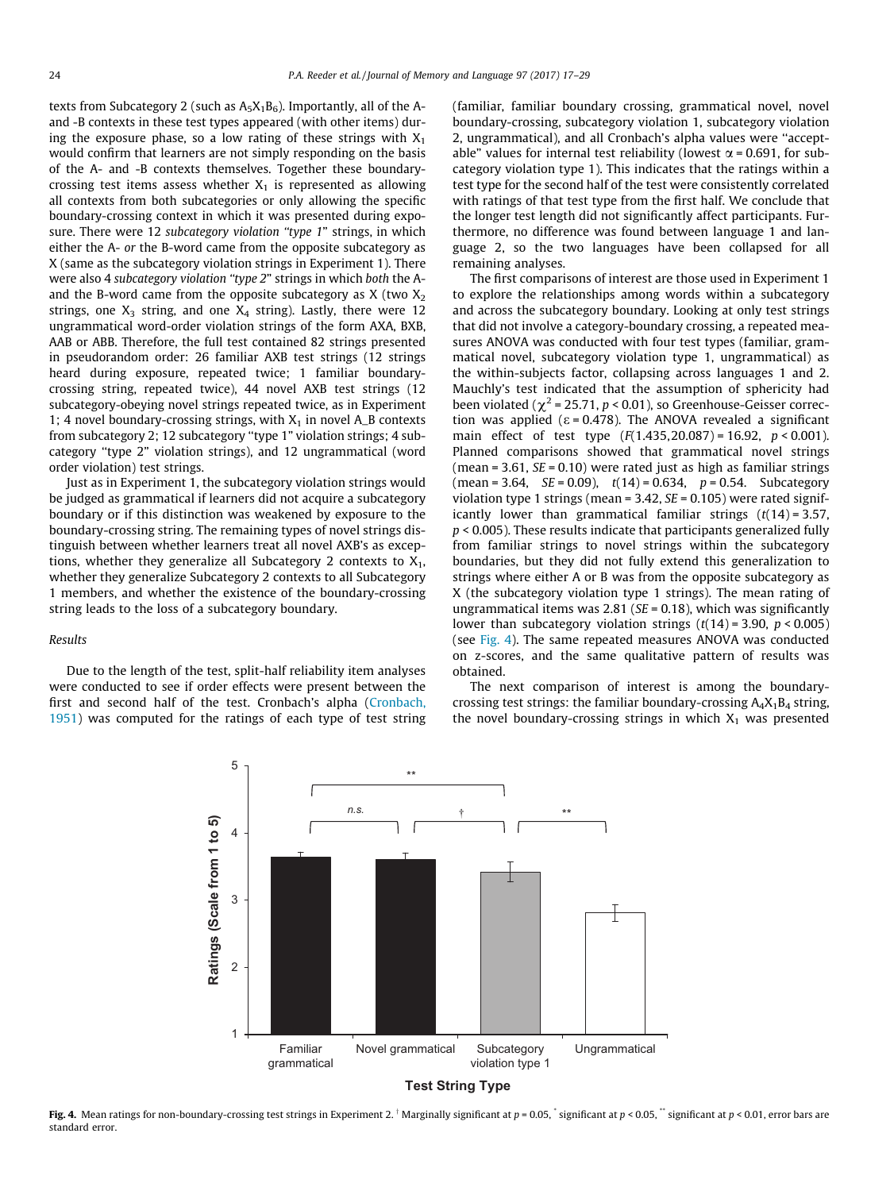texts from Subcategory 2 (such as $A_5X_1B_6$). Importantly, all of the A- and -B contexts in these test types appeared (with other items) during the exposure phase, so a low rating of these strings with $X_1$ would confirm that learners are not simply responding on the basis of the A- and -B contexts themselves. Together these boundary-crossing test items assess whether $X_1$ is represented as allowing all contexts from both subcategories or only allowing the specific boundary-crossing context in which it was presented during exposure. There were 12 *subcategory violation "type 1"* strings, in which either the A- *or* the B-word came from the opposite subcategory as X (same as the subcategory violation strings in Experiment 1). There were also 4 *subcategory violation "type 2"* strings in which *both* the A- and the B-word came from the opposite subcategory as X (two $X_2$ strings, one $X_3$ string, and one $X_4$ string). Lastly, there were 12 ungrammatical word-order violation strings of the form AXA, BXB, AAB or ABB. Therefore, the full test contained 82 strings presented in pseudorandom order: 26 familiar AXB test strings (12 strings heard during exposure, repeated twice; 1 familiar boundary-crossing string, repeated twice), 44 novel AXB test strings (12 subcategory-obeying novel strings repeated twice, as in Experiment 1; 4 novel boundary-crossing strings, with $X_1$ in novel A_B contexts from subcategory 2; 12 subcategory "type 1" violation strings; 4 subcategory "type 2" violation strings), and 12 ungrammatical (word order violation) test strings.

Just as in Experiment 1, the subcategory violation strings would be judged as grammatical if learners did not acquire a subcategory boundary or if this distinction was weakened by exposure to the boundary-crossing string. The remaining types of novel strings distinguish between whether learners treat all novel AXB's as exceptions, whether they generalize all Subcategory 2 contexts to $X_1$, whether they generalize Subcategory 2 contexts to all Subcategory 1 members, and whether the existence of the boundary-crossing string leads to the loss of a subcategory boundary.

### *Results*

Due to the length of the test, split-half reliability item analyses were conducted to see if order effects were present between the first and second half of the test. Cronbach's alpha (Cronbach, 1951) was computed for the ratings of each type of test string (familiar, familiar boundary crossing, grammatical novel, novel boundary-crossing, subcategory violation 1, subcategory violation 2, ungrammatical), and all Cronbach's alpha values were "acceptable" values for internal test reliability (lowest $\alpha = 0.691$, for subcategory violation type 1). This indicates that the ratings within a test type for the second half of the test were consistently correlated with ratings of that test type from the first half. We conclude that the longer test length did not significantly affect participants. Furthermore, no difference was found between language 1 and language 2, so the two languages have been collapsed for all remaining analyses.

The first comparisons of interest are those used in Experiment 1 to explore the relationships among words within a subcategory and across the subcategory boundary. Looking at only test strings that did not involve a category-boundary crossing, a repeated measures ANOVA was conducted with four test types (familiar, grammatical novel, subcategory violation type 1, ungrammatical) as the within-subjects factor, collapsing across languages 1 and 2. Mauchly's test indicated that the assumption of sphericity had been violated ($\chi^2 = 25.71$, $p < 0.01$), so Greenhouse-Geisser correction was applied ($\varepsilon = 0.478$). The ANOVA revealed a significant main effect of test type ($F(1.435, 20.087) = 16.92$, $p < 0.001$). Planned comparisons showed that grammatical novel strings (mean = 3.61, $SE = 0.10$) were rated just as high as familiar strings (mean = 3.64, $SE = 0.09$), $t(14) = 0.634$, $p = 0.54$. Subcategory violation type 1 strings (mean = 3.42, $SE = 0.105$) were rated significantly lower than grammatical familiar strings ($t(14) = 3.57$, $p < 0.005$). These results indicate that participants generalized fully from familiar strings to novel strings within the subcategory boundaries, but they did not fully extend this generalization to strings where either A or B was from the opposite subcategory as X (the subcategory violation type 1 strings). The mean rating of ungrammatical items was 2.81 ($SE = 0.18$), which was significantly lower than subcategory violation strings ($t(14) = 3.90$, $p < 0.005$) (see Fig. 4). The same repeated measures ANOVA was conducted on z-scores, and the same qualitative pattern of results was obtained.

The next comparison of interest is among the boundary-crossing test strings: the familiar boundary-crossing $A_4X_1B_4$ string, the novel boundary-crossing strings in which $X_1$ was presented

**Fig. 4.** Mean ratings for non-boundary-crossing test strings in Experiment 2. † Marginally significant at $p = 0.05$, * significant at $p < 0.05$, ** significant at $p < 0.01$, error bars are standard error.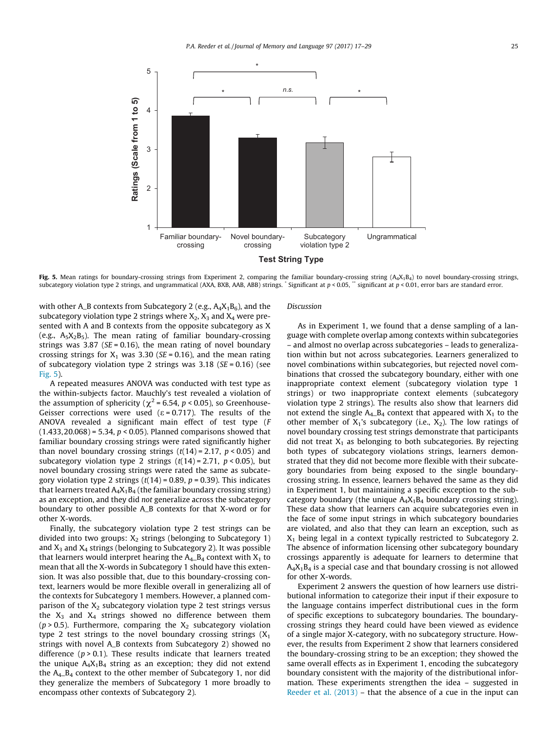Fig. 5. Mean ratings for boundary-crossing strings from Experiment 2, comparing the familiar boundary-crossing string ($A_4X_1B_4$) to novel boundary-crossing strings, subcategory violation type 2 strings, and ungrammatical (AXA, BXB, AAB, ABB) strings. * Significant at $p < 0.05$, ** significant at $p < 0.01$, error bars are standard error.

with other A_B contexts from Subcategory 2 (e.g., $A_4X_1B_6$), and the subcategory violation type 2 strings where $X_2$, $X_3$ and $X_4$ were presented with A and B contexts from the opposite subcategory as X (e.g., $A_5X_2B_5$). The mean rating of familiar boundary-crossing strings was 3.87 (*SE* = 0.16), the mean rating of novel boundary crossing strings for $X_1$ was 3.30 (*SE* = 0.16), and the mean rating of subcategory violation type 2 strings was 3.18 (*SE* = 0.16) (see Fig. 5).

A repeated measures ANOVA was conducted with test type as the within-subjects factor. Mauchly's test revealed a violation of the assumption of sphericity ($\chi^2 = 6.54$, $p < 0.05$), so Greenhouse-Geisser corrections were used ($\varepsilon = 0.717$). The results of the ANOVA revealed a significant main effect of test type ($F(1.433, 20.068) = 5.34$, $p < 0.05$). Planned comparisons showed that familiar boundary crossing strings were rated significantly higher than novel boundary crossing strings ($t(14) = 2.17$, $p < 0.05$) and subcategory violation type 2 strings ($t(14) = 2.71$, $p < 0.05$), but novel boundary crossing strings were rated the same as subcategory violation type 2 strings ($t(14) = 0.89$, $p = 0.39$). This indicates that learners treated $A_4X_1B_4$ (the familiar boundary crossing string) as an exception, and they did *not* generalize across the subcategory boundary to other possible A_B contexts for that X-word or for other X-words.

Finally, the subcategory violation type 2 test strings can be divided into two groups: $X_2$ strings (belonging to Subcategory 1) and $X_3$ and $X_4$ strings (belonging to Subcategory 2). It was possible that learners would interpret hearing the $A_4$_$B_4$ context with $X_1$ to mean that all the X-words in Subcategory 1 should have this extension. It was also possible that, due to this boundary-crossing context, learners would be more flexible overall in generalizing all of the contexts for Subcategory 1 members. However, a planned comparison of the $X_2$ subcategory violation type 2 test strings versus the $X_3$ and $X_4$ strings showed no difference between them ($p > 0.5$). Furthermore, comparing the $X_2$ subcategory violation type 2 test strings to the novel boundary crossing strings ($X_1$ strings with novel A_B contexts from Subcategory 2) showed no difference ($p > 0.1$). These results indicate that learners treated the unique $A_4X_1B_4$ string as an exception; they did not extend the $A_4$_$B_4$ context to the other member of Subcategory 1, nor did they generalize the members of Subcategory 1 more broadly to encompass other contexts of Subcategory 2).

*Discussion*

As in Experiment 1, we found that a dense sampling of a language with complete overlap among contexts within subcategories – and almost no overlap across subcategories – leads to generalization within but not across subcategories. Learners generalized to novel combinations within subcategories, but rejected novel combinations that crossed the subcategory boundary, either with one inappropriate context element (subcategory violation type 1 strings) or two inappropriate context elements (subcategory violation type 2 strings). The results also show that learners did not extend the single $A_4$_$B_4$ context that appeared with $X_1$ to the other member of $X_1$'s subcategory (i.e., $X_2$). The low ratings of novel boundary crossing test strings demonstrate that participants did not treat $X_1$ as belonging to both subcategories. By rejecting both types of subcategory violations strings, learners demonstrated that they did not become more flexible with their subcategory boundaries from being exposed to the single boundary-crossing string. In essence, learners behaved the same as they did in Experiment 1, but maintaining a specific exception to the subcategory boundary (the unique $A_4X_1B_4$ boundary crossing string). These data show that learners can acquire subcategories even in the face of some input strings in which subcategory boundaries are violated, and also that they can learn an exception, such as $X_1$ being legal in a context typically restricted to Subcategory 2. The absence of information licensing other subcategory boundary crossings apparently is adequate for learners to determine that $A_4X_1B_4$ is a special case and that boundary crossing is not allowed for other X-words.

Experiment 2 answers the question of how learners use distributional information to categorize their input if their exposure to the language contains imperfect distributional cues in the form of specific exceptions to subcategory boundaries. The boundary-crossing strings they heard could have been viewed as evidence of a single major X-category, with no subcategory structure. However, the results from Experiment 2 show that learners considered the boundary-crossing string to be an exception; they showed the same overall effects as in Experiment 1, encoding the subcategory boundary consistent with the majority of the distributional information. These experiments strengthen the idea – suggested in Reeder et al. (2013) – that the absence of a cue in the input can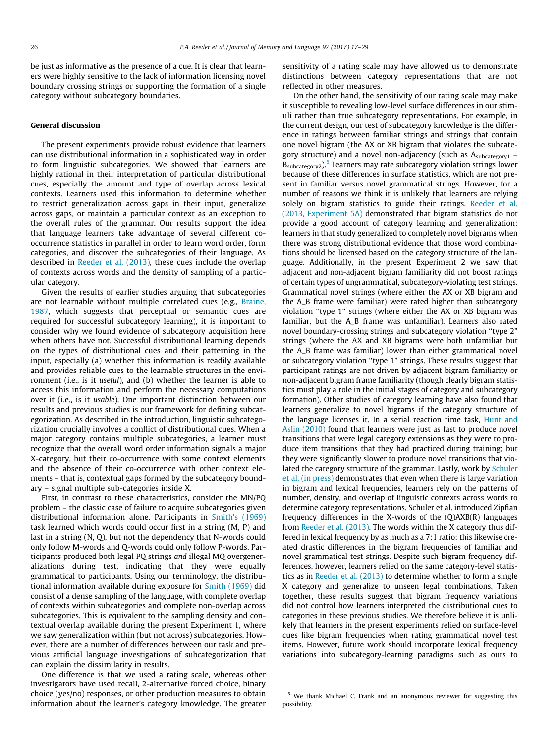be just as informative as the presence of a cue. It is clear that learners were highly sensitive to the lack of information licensing novel boundary crossing strings or supporting the formation of a single category without subcategory boundaries.

## General discussion

The present experiments provide robust evidence that learners can use distributional information in a sophisticated way in order to form linguistic subcategories. We showed that learners are highly rational in their interpretation of particular distributional cues, especially the amount and type of overlap across lexical contexts. Learners used this information to determine whether to restrict generalization across gaps in their input, generalize across gaps, or maintain a particular context as an exception to the overall rules of the grammar. Our results support the idea that language learners take advantage of several different co-occurrence statistics in parallel in order to learn word order, form categories, and discover the subcategories of their language. As described in Reeder et al. (2013), these cues include the overlap of contexts across words and the density of sampling of a particular category.

Given the results of earlier studies arguing that subcategories are not learnable without multiple correlated cues (e.g., Braine, 1987, which suggests that perceptual or semantic cues are required for successful subcategory learning), it is important to consider why we found evidence of subcategory acquisition here when others have not. Successful distributional learning depends on the types of distributional cues and their patterning in the input, especially (a) whether this information is readily available and provides reliable cues to the learnable structures in the environment (i.e., is it *useful*), and (b) whether the learner is able to access this information and perform the necessary computations over it (i.e., is it *usable*). One important distinction between our results and previous studies is our framework for defining subcategorization. As described in the introduction, linguistic subcategorization crucially involves a conflict of distributional cues. When a major category contains multiple subcategories, a learner must recognize that the overall word order information signals a major X-category, but their co-occurrence with some context elements and the absence of their co-occurrence with other context elements – that is, contextual gaps formed by the subcategory boundary – signal multiple sub-categories inside X.

First, in contrast to these characteristics, consider the MN/PQ problem – the classic case of failure to acquire subcategories given distributional information alone. Participants in Smith's (1969) task learned which words could occur first in a string (M, P) and last in a string (N, Q), but not the dependency that N-words could only follow M-words and Q-words could only follow P-words. Participants produced both legal PQ strings *and* illegal MQ overgeneralizations during test, indicating that they were equally grammatical to participants. Using our terminology, the distributional information available during exposure for Smith (1969) did consist of a dense sampling of the language, with complete overlap of contexts within subcategories and complete non-overlap across subcategories. This is equivalent to the sampling density and contextual overlap available during the present Experiment 1, where we saw generalization within (but not across) subcategories. However, there are a number of differences between our task and previous artificial language investigations of subcategorization that can explain the dissimilarity in results.

One difference is that we used a rating scale, whereas other investigators have used recall, 2-alternative forced choice, binary choice (yes/no) responses, or other production measures to obtain information about the learner's category knowledge. The greater sensitivity of a rating scale may have allowed us to demonstrate distinctions between category representations that are not reflected in other measures.

On the other hand, the sensitivity of our rating scale may make it susceptible to revealing low-level surface differences in our stimuli rather than true subcategory representations. For example, in the current design, our test of subcategory knowledge is the difference in ratings between familiar strings and strings that contain one novel bigram (the AX or XB bigram that violates the subcategory structure) and a novel non-adjacency (such as $A_{subcategory1}$ – $B_{subcategory2}$).[5] Learners may rate subcategory violation strings lower because of these differences in surface statistics, which are not present in familiar versus novel grammatical strings. However, for a number of reasons we think it is unlikely that learners are relying solely on bigram statistics to guide their ratings. Reeder et al. (2013, Experiment 5A) demonstrated that bigram statistics do not provide a good account of category learning and generalization: learners in that study generalized to completely novel bigrams when there was strong distributional evidence that those word combinations should be licensed based on the category structure of the language. Additionally, in the present Experiment 2 we saw that adjacent and non-adjacent bigram familiarity did not boost ratings of certain types of ungrammatical, subcategory-violating test strings. Grammatical novel strings (where either the AX or XB bigram and the A_B frame were familiar) were rated higher than subcategory violation "type 1" strings (where either the AX or XB bigram was familiar, but the A_B frame was unfamiliar). Learners also rated novel boundary-crossing strings and subcategory violation "type 2" strings (where the AX and XB bigrams were both unfamiliar but the A_B frame was familiar) lower than either grammatical novel or subcategory violation "type 1" strings. These results suggest that participant ratings are not driven by adjacent bigram familiarity or non-adjacent bigram frame familiarity (though clearly bigram statistics must play a role in the initial stages of category and subcategory formation). Other studies of category learning have also found that learners generalize to novel bigrams if the category structure of the language licenses it. In a serial reaction time task, Hunt and Aslin (2010) found that learners were just as fast to produce novel transitions that were legal category extensions as they were to produce transitions that they had practiced during training; but they were significantly slower to produce novel transitions that violated the category structure of the grammar. Lastly, work by Schuler et al. (in press) demonstrates that even when there is large variation in bigram and lexical frequencies, learners rely on the patterns of number, density, and overlap of linguistic contexts across words to determine category representations. Schuler et al. introduced Zipfian frequency differences in the X-words of the (Q)AXB(R) languages from Reeder et al. (2013). The words within the X category thus differed in lexical frequency by as much as a 7:1 ratio; this likewise created drastic differences in the bigram frequencies of familiar and novel grammatical test strings. Despite such bigram frequency differences, however, learners relied on the same category-level statistics as in Reeder et al. (2013) to determine whether to form a single X category and generalize to unseen legal combinations. Taken together, these results suggest that bigram frequency variations did not control how learners interpreted the distributional cues to categories in these previous studies. We therefore believe it is unlikely that learners in the present experiments relied on surface-level cues like bigram frequencies when rating grammatical novel test items. However, future work should incorporate lexical frequency variations into subcategory-learning paradigms such as ours to

[5] We thank Michael C. Frank and an anonymous reviewer for suggesting this possibility.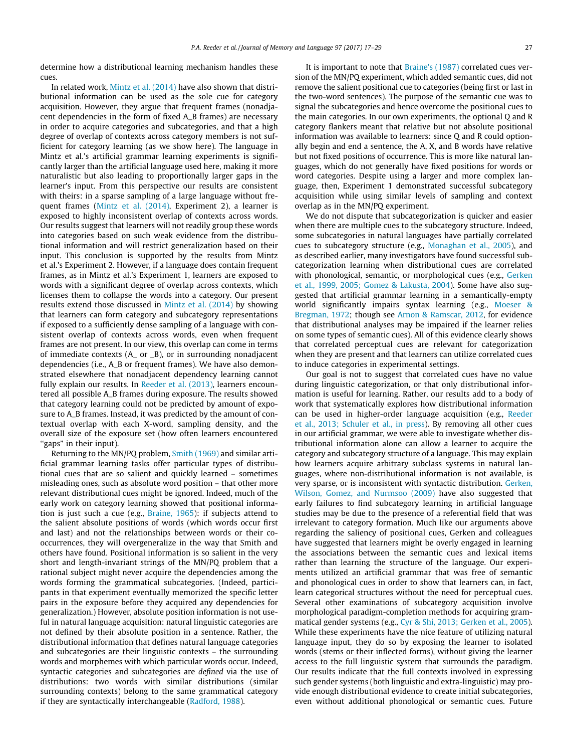determine how a distributional learning mechanism handles these cues.

In related work, Mintz et al. (2014) have also shown that distributional information can be used as the sole cue for category acquisition. However, they argue that frequent frames (nonadjacent dependencies in the form of fixed A_B frames) are necessary in order to acquire categories and subcategories, and that a high degree of overlap of contexts across category members is not sufficient for category learning (as we show here). The language in Mintz et al.'s artificial grammar learning experiments is significantly larger than the artificial language used here, making it more naturalistic but also leading to proportionally larger gaps in the learner's input. From this perspective our results are consistent with theirs: in a sparse sampling of a large language without frequent frames (Mintz et al. (2014), Experiment 2), a learner is exposed to highly inconsistent overlap of contexts across words. Our results suggest that learners will not readily group these words into categories based on such weak evidence from the distributional information and will restrict generalization based on their input. This conclusion is supported by the results from Mintz et al.'s Experiment 2. However, if a language does contain frequent frames, as in Mintz et al.'s Experiment 1, learners are exposed to words with a significant degree of overlap across contexts, which licenses them to collapse the words into a category. Our present results extend those discussed in Mintz et al. (2014) by showing that learners can form category and subcategory representations if exposed to a sufficiently dense sampling of a language with consistent overlap of contexts across words, even when frequent frames are not present. In our view, this overlap can come in terms of immediate contexts (A_ or _B), or in surrounding nonadjacent dependencies (i.e., A_B or frequent frames). We have also demonstrated elsewhere that nonadjacent dependency learning cannot fully explain our results. In Reeder et al. (2013), learners encountered all possible A_B frames during exposure. The results showed that category learning could not be predicted by amount of exposure to A_B frames. Instead, it was predicted by the amount of contextual overlap with each X-word, sampling density, and the overall size of the exposure set (how often learners encountered "gaps" in their input).

Returning to the MN/PQ problem, Smith (1969) and similar artificial grammar learning tasks offer particular types of distributional cues that are so salient and quickly learned – sometimes misleading ones, such as absolute word position – that other more relevant distributional cues might be ignored. Indeed, much of the early work on category learning showed that positional information is just such a cue (e.g., Braine, 1965): if subjects attend to the salient absolute positions of words (which words occur first and last) and not the relationships between words or their co-occurrences, they will overgeneralize in the way that Smith and others have found. Positional information is so salient in the very short and length-invariant strings of the MN/PQ problem that a rational subject might never acquire the dependencies among the words forming the grammatical subcategories. (Indeed, participants in that experiment eventually memorized the specific letter pairs in the exposure before they acquired any dependencies for generalization.) However, absolute position information is not useful in natural language acquisition: natural linguistic categories are not defined by their absolute position in a sentence. Rather, the distributional information that defines natural language categories and subcategories are their linguistic contexts – the surrounding words and morphemes with which particular words occur. Indeed, syntactic categories and subcategories are *defined* via the use of distributions: two words with similar distributions (similar surrounding contexts) belong to the same grammatical category if they are syntactically interchangeable (Radford, 1988).

It is important to note that Braine's (1987) correlated cues version of the MN/PQ experiment, which added semantic cues, did not remove the salient positional cue to categories (being first or last in the two-word sentences). The purpose of the semantic cue was to signal the subcategories and hence overcome the positional cues to the main categories. In our own experiments, the optional Q and R category flankers meant that relative but not absolute positional information was available to learners: since Q and R could optionally begin and end a sentence, the A, X, and B words have relative but not fixed positions of occurrence. This is more like natural languages, which do not generally have fixed positions for words or word categories. Despite using a larger and more complex language, then, Experiment 1 demonstrated successful subcategory acquisition while using similar levels of sampling and context overlap as in the MN/PQ experiment.

We do not dispute that subcategorization is quicker and easier when there are multiple cues to the subcategory structure. Indeed, some subcategories in natural languages have partially correlated cues to subcategory structure (e.g., Monaghan et al., 2005), and as described earlier, many investigators have found successful subcategorization learning when distributional cues are correlated with phonological, semantic, or morphological cues (e.g., Gerken et al., 1999, 2005; Gomez & Lakusta, 2004). Some have also suggested that artificial grammar learning in a semantically-empty world significantly impairs syntax learning (e.g., Moeser & Bregman, 1972; though see Arnon & Ramscar, 2012, for evidence that distributional analyses may be impaired if the learner relies on some types of semantic cues). All of this evidence clearly shows that correlated perceptual cues are relevant for categorization when they are present and that learners can utilize correlated cues to induce categories in experimental settings.

Our goal is not to suggest that correlated cues have no value during linguistic categorization, or that only distributional information is useful for learning. Rather, our results add to a body of work that systematically explores how distributional information can be used in higher-order language acquisition (e.g., Reeder et al., 2013; Schuler et al., in press). By removing all other cues in our artificial grammar, we were able to investigate whether distributional information alone can allow a learner to acquire the category and subcategory structure of a language. This may explain how learners acquire arbitrary subclass systems in natural languages, where non-distributional information is not available, is very sparse, or is inconsistent with syntactic distribution. Gerken, Wilson, Gomez, and Nurmsoo (2009) have also suggested that early failures to find subcategory learning in artificial language studies may be due to the presence of a referential field that was irrelevant to category formation. Much like our arguments above regarding the saliency of positional cues, Gerken and colleagues have suggested that learners might be overly engaged in learning the associations between the semantic cues and lexical items rather than learning the structure of the language. Our experiments utilized an artificial grammar that was free of semantic and phonological cues in order to show that learners can, in fact, learn categorical structures without the need for perceptual cues. Several other examinations of subcategory acquisition involve morphological paradigm-completion methods for acquiring grammatical gender systems (e.g., Cyr & Shi, 2013; Gerken et al., 2005). While these experiments have the nice feature of utilizing natural language input, they do so by exposing the learner to isolated words (stems or their inflected forms), without giving the learner access to the full linguistic system that surrounds the paradigm. Our results indicate that the full contexts involved in expressing such gender systems (both linguistic and extra-linguistic) may provide enough distributional evidence to create initial subcategories, even without additional phonological or semantic cues. Future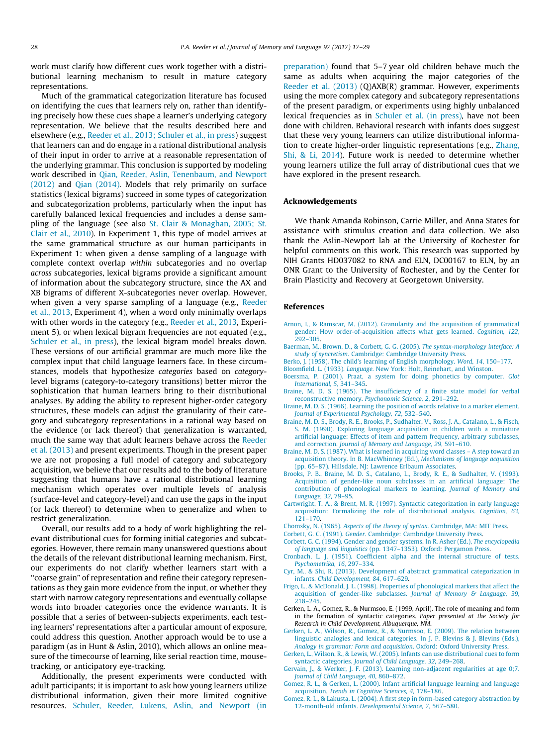work must clarify how different cues work together with a distributional learning mechanism to result in mature category representations.

Much of the grammatical categorization literature has focused on identifying the cues that learners rely on, rather than identifying precisely how these cues shape a learner's underlying category representation. We believe that the results described here and elsewhere (e.g., Reeder et al., 2013; Schuler et al., in press) suggest that learners can and do engage in a rational distributional analysis of their input in order to arrive at a reasonable representation of the underlying grammar. This conclusion is supported by modeling work described in Qian, Reeder, Aslin, Tenenbaum, and Newport (2012) and Qian (2014). Models that rely primarily on surface statistics (lexical bigrams) succeed in some types of categorization and subcategorization problems, particularly when the input has carefully balanced lexical frequencies and includes a dense sampling of the language (see also St. Clair & Monaghan, 2005; St. Clair et al., 2010). In Experiment 1, this type of model arrives at the same grammatical structure as our human participants in Experiment 1: when given a dense sampling of a language with complete context overlap *within* subcategories and no overlap *across* subcategories, lexical bigrams provide a significant amount of information about the subcategory structure, since the AX and XB bigrams of different X-subcategories never overlap. However, when given a very sparse sampling of a language (e.g., Reeder et al., 2013, Experiment 4), when a word only minimally overlaps with other words in the category (e.g., Reeder et al., 2013, Experiment 5), or when lexical bigram frequencies are not equated (e.g., Schuler et al., in press), the lexical bigram model breaks down. These versions of our artificial grammar are much more like the complex input that child language learners face. In these circumstances, models that hypothesize *categories* based on *category*-level bigrams (category-to-category transitions) better mirror the sophistication that human learners bring to their distributional analyses. By adding the ability to represent higher-order category structures, these models can adjust the granularity of their category and subcategory representations in a rational way based on the evidence (or lack thereof) that generalization is warranted, much the same way that adult learners behave across the Reeder et al. (2013) and present experiments. Though in the present paper we are not proposing a full model of category and subcategory acquisition, we believe that our results add to the body of literature suggesting that humans have a rational distributional learning mechanism which operates over multiple levels of analysis (surface-level and category-level) and can use the gaps in the input (or lack thereof) to determine when to generalize and when to restrict generalization.

Overall, our results add to a body of work highlighting the relevant distributional cues for forming initial categories and subcategories. However, there remain many unanswered questions about the details of the relevant distributional learning mechanism. First, our experiments do not clarify whether learners start with a "coarse grain" of representation and refine their category representations as they gain more evidence from the input, or whether they start with narrow category representations and eventually collapse words into broader categories once the evidence warrants. It is possible that a series of between-subjects experiments, each testing learners' representations after a particular amount of exposure, could address this question. Another approach would be to use a paradigm (as in Hunt & Aslin, 2010), which allows an online measure of the timecourse of learning, like serial reaction time, mouse-tracking, or anticipatory eye-tracking.

Additionally, the present experiments were conducted with adult participants; it is important to ask how young learners utilize distributional information, given their more limited cognitive resources. Schuler, Reeder, Lukens, Aslin, and Newport (in preparation) found that 5–7 year old children behave much the same as adults when acquiring the major categories of the Reeder et al. (2013) (Q)AXB(R) grammar. However, experiments using the more complex category and subcategory representations of the present paradigm, or experiments using highly unbalanced lexical frequencies as in Schuler et al. (in press), have not been done with children. Behavioral research with infants does suggest that these very young learners can utilize distributional information to create higher-order linguistic representations (e.g., Zhang, Shi, & Li, 2014). Future work is needed to determine whether young learners utilize the full array of distributional cues that we have explored in the present research.

## Acknowledgements

We thank Amanda Robinson, Carrie Miller, and Anna States for assistance with stimulus creation and data collection. We also thank the Aslin-Newport lab at the University of Rochester for helpful comments on this work. This research was supported by NIH Grants HD037082 to RNA and ELN, DC00167 to ELN, by an ONR Grant to the University of Rochester, and by the Center for Brain Plasticity and Recovery at Georgetown University.

## References

Arnon, I., & Ramscar, M. (2012). Granularity and the acquisition of grammatical gender: How order-of-acquisition affects what gets learned. *Cognition, 122*, 292–305.

Baerman, M., Brown, D., & Corbett, G. G. (2005). *The syntax-morphology interface: A study of syncretism*. Cambridge: Cambridge University Press.

Berko, J. (1958). The child's learning of English morphology. *Word, 14*, 150–177.

Bloomfield, L. (1933). *Language*. New York: Holt, Reinehart, and Winston.

Boersma, P. (2001). Praat, a system for doing phonetics by computer. *Glot International, 5*, 341–345.

Braine, M. D. S. (1965). The insufficiency of a finite state model for verbal reconstructive memory. *Psychonomic Science, 2*, 291–292.

Braine, M. D. S. (1966). Learning the position of words relative to a marker element. *Journal of Experimental Psychology, 72*, 532–540.

Braine, M. D. S., Brody, R. E., Brooks, P., Sudhalter, V., Ross, J. A., Catalano, L., & Fisch, S. M. (1990). Exploring language acquisition in children with a miniature artificial language: Effects of item and pattern frequency, arbitrary subclasses, and correction. *Journal of Memory and Language, 29*, 591–610.

Braine, M. D. S. (1987). What is learned in acquiring word classes – A step toward an acquisition theory. In B. MacWhinney (Ed.), *Mechanisms of language acquisition* (pp. 65–87). Hillsdale, NJ: Lawrence Erlbaum Associates.

Brooks, P. B., Braine, M. D. S., Catalano, L., Brody, R. E., & Sudhalter, V. (1993). Acquisition of gender-like noun subclasses in an artificial language: The contribution of phonological markers to learning. *Journal of Memory and Language, 32*, 79–95.

Cartwright, T. A., & Brent, M. R. (1997). Syntactic categorization in early language acquisition: Formalizing the role of distributional analysis. *Cognition, 63*, 121–170.

Chomsky, N. (1965). *Aspects of the theory of syntax*. Cambridge, MA: MIT Press.

Corbett, G. C. (1991). *Gender*. Cambridge: Cambridge University Press.

Corbett, G. C. (1994). Gender and gender systems. In R. Asher (Ed.), *The encyclopedia of language and linguistics* (pp. 1347–1353). Oxford: Pergamon Press.

Cronbach, L. J. (1951). Coefficient alpha and the internal structure of tests. *Psychometrika, 16*, 297–334.

Cyr, M., & Shi, R. (2013). Development of abstract grammatical categorization in infants. *Child Development, 84*, 617–629.

Frigo, L., & McDonald, J. L. (1998). Properties of phonological markers that affect the acquisition of gender-like subclasses. *Journal of Memory & Language, 39*, 218–245.

Gerken, L. A., Gomez, R., & Nurmsoo, E. (1999, April). The role of meaning and form in the formation of syntactic categories. *Paper presented at the Society for Research in Child Development, Albuquerque, NM*.

Gerken, L. A., Wilson, R., Gomez, R., & Nurmsoo, E. (2009). The relation between linguistic analogies and lexical categories. In J. P. Blevins & J. Blevins (Eds.), *Analogy in grammar: Form and acquisition*. Oxford: Oxford University Press.

Gerken, L., Wilson, R., & Lewis, W. (2005). Infants can use distributional cues to form syntactic categories. *Journal of Child Language, 32*, 249–268.

Gervain, J., & Werker, J. F. (2013). Learning non-adjacent regularities at age 0;7. *Journal of Child Language, 40*, 860–872.

Gomez, R. L., & Gerken, L. (2000). Infant artificial language learning and language acquisition. *Trends in Cognitive Sciences, 4*, 178–186.

Gomez, R. L., & Lakusta, L. (2004). A first step in form-based category abstraction by 12-month-old infants. *Developmental Science, 7*, 567–580.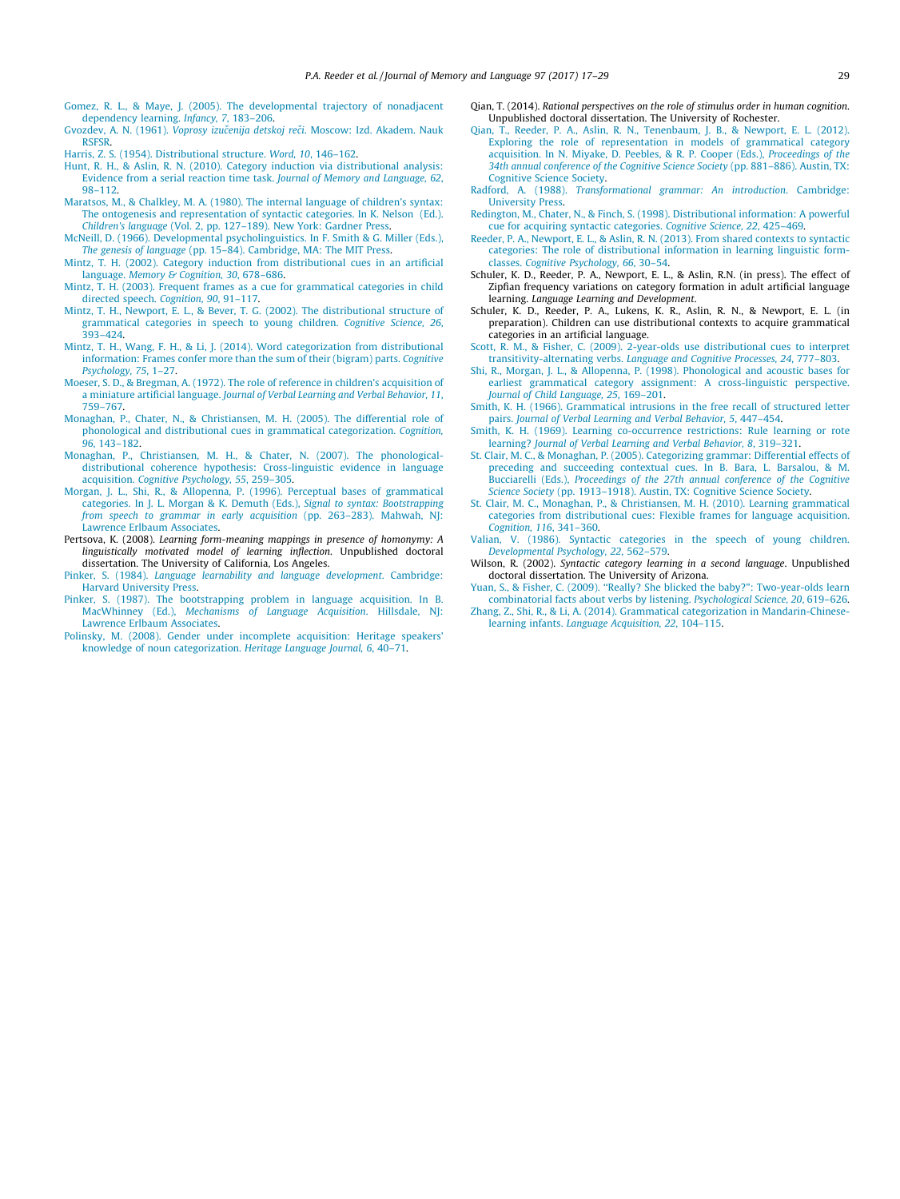Gomez, R. L., & Maye, J. (2005). The developmental trajectory of nonadjacent dependency learning. *Infancy, 7*, 183–206.

Gvozdev, A. N. (1961). *Voprosy izučenija detskoj reči*. Moscow: Izd. Akadem. Nauk RSFSR.

Harris, Z. S. (1954). Distributional structure. *Word, 10*, 146–162.

Hunt, R. H., & Aslin, R. N. (2010). Category induction via distributional analysis: Evidence from a serial reaction time task. *Journal of Memory and Language, 62*, 98–112.

Maratsos, M., & Chalkley, M. A. (1980). The internal language of children's syntax: The ontogenesis and representation of syntactic categories. In K. Nelson (Ed.). *Children's language* (Vol. 2, pp. 127–189). New York: Gardner Press.

McNeill, D. (1966). Developmental psycholinguistics. In F. Smith & G. Miller (Eds.), *The genesis of language* (pp. 15–84). Cambridge, MA: The MIT Press.

Mintz, T. H. (2002). Category induction from distributional cues in an artificial language. *Memory & Cognition, 30*, 678–686.

Mintz, T. H. (2003). Frequent frames as a cue for grammatical categories in child directed speech. *Cognition, 90*, 91–117.

Mintz, T. H., Newport, E. L., & Bever, T. G. (2002). The distributional structure of grammatical categories in speech to young children. *Cognitive Science, 26*, 393–424.

Mintz, T. H., Wang, F. H., & Li, J. (2014). Word categorization from distributional information: Frames confer more than the sum of their (bigram) parts. *Cognitive Psychology, 75*, 1–27.

Moeser, S. D., & Bregman, A. (1972). The role of reference in children's acquisition of a miniature artificial language. *Journal of Verbal Learning and Verbal Behavior, 11*, 759–767.

Monaghan, P., Chater, N., & Christiansen, M. H. (2005). The differential role of phonological and distributional cues in grammatical categorization. *Cognition, 96*, 143–182.

Monaghan, P., Christiansen, M. H., & Chater, N. (2007). The phonological-distributional coherence hypothesis: Cross-linguistic evidence in language acquisition. *Cognitive Psychology, 55*, 259–305.

Morgan, J. L., Shi, R., & Allopenna, P. (1996). Perceptual bases of grammatical categories. In J. L. Morgan & K. Demuth (Eds.), *Signal to syntax: Bootstrapping from speech to grammar in early acquisition* (pp. 263–283). Mahwah, NJ: Lawrence Erlbaum Associates.

Pertsova, K. (2008). *Learning form-meaning mappings in presence of homonymy: A linguistically motivated model of learning inflection*. Unpublished doctoral dissertation. The University of California, Los Angeles.

Pinker, S. (1984). *Language learnability and language development*. Cambridge: Harvard University Press.

Pinker, S. (1987). The bootstrapping problem in language acquisition. In B. MacWhinney (Ed.), *Mechanisms of Language Acquisition*. Hillsdale, NJ: Lawrence Erlbaum Associates.

Polinsky, M. (2008). Gender under incomplete acquisition: Heritage speakers' knowledge of noun categorization. *Heritage Language Journal, 6*, 40–71.

Qian, T. (2014). *Rational perspectives on the role of stimulus order in human cognition*. Unpublished doctoral dissertation. The University of Rochester.

Qian, T., Reeder, P. A., Aslin, R. N., Tenenbaum, J. B., & Newport, E. L. (2012). Exploring the role of representation in models of grammatical category acquisition. In N. Miyake, D. Peebles, & R. P. Cooper (Eds.), *Proceedings of the 34th annual conference of the Cognitive Science Society* (pp. 881–886). Austin, TX: Cognitive Science Society.

Radford, A. (1988). *Transformational grammar: An introduction*. Cambridge: University Press.

Redington, M., Chater, N., & Finch, S. (1998). Distributional information: A powerful cue for acquiring syntactic categories. *Cognitive Science, 22*, 425–469.

Reeder, P. A., Newport, E. L., & Aslin, R. N. (2013). From shared contexts to syntactic categories: The role of distributional information in learning linguistic form-classes. *Cognitive Psychology, 66*, 30–54.

Schuler, K. D., Reeder, P. A., Newport, E. L., & Aslin, R.N. (in press). The effect of Zipfian frequency variations on category formation in adult artificial language learning. *Language Learning and Development*.

Schuler, K. D., Reeder, P. A., Lukens, K. R., Aslin, R. N., & Newport, E. L. (in preparation). Children can use distributional contexts to acquire grammatical categories in an artificial language.

Scott, R. M., & Fisher, C. (2009). 2-year-olds use distributional cues to interpret transitivity-alternating verbs. *Language and Cognitive Processes, 24*, 777–803.

Shi, R., Morgan, J. L., & Allopenna, P. (1998). Phonological and acoustic bases for earliest grammatical category assignment: A cross-linguistic perspective. *Journal of Child Language, 25*, 169–201.

Smith, K. H. (1966). Grammatical intrusions in the free recall of structured letter pairs. *Journal of Verbal Learning and Verbal Behavior, 5*, 447–454.

Smith, K. H. (1969). Learning co-occurrence restrictions: Rule learning or rote learning? *Journal of Verbal Learning and Verbal Behavior, 8*, 319–321.

St. Clair, M. C., & Monaghan, P. (2005). Categorizing grammar: Differential effects of preceding and succeeding contextual cues. In B. Bara, L. Barsalou, & M. Bucciarelli (Eds.), *Proceedings of the 27th annual conference of the Cognitive Science Society* (pp. 1913–1918). Austin, TX: Cognitive Science Society.

St. Clair, M. C., Monaghan, P., & Christiansen, M. H. (2010). Learning grammatical categories from distributional cues: Flexible frames for language acquisition. *Cognition, 116*, 341–360.

Valian, V. (1986). Syntactic categories in the speech of young children. *Developmental Psychology, 22*, 562–579.

Wilson, R. (2002). *Syntactic category learning in a second language*. Unpublished doctoral dissertation. The University of Arizona.

Yuan, S., & Fisher, C. (2009). "Really? She blicked the baby?": Two-year-olds learn combinatorial facts about verbs by listening. *Psychological Science, 20*, 619–626.

Zhang, Z., Shi, R., & Li, A. (2014). Grammatical categorization in Mandarin-Chinese-learning infants. *Language Acquisition, 22*, 104–115.